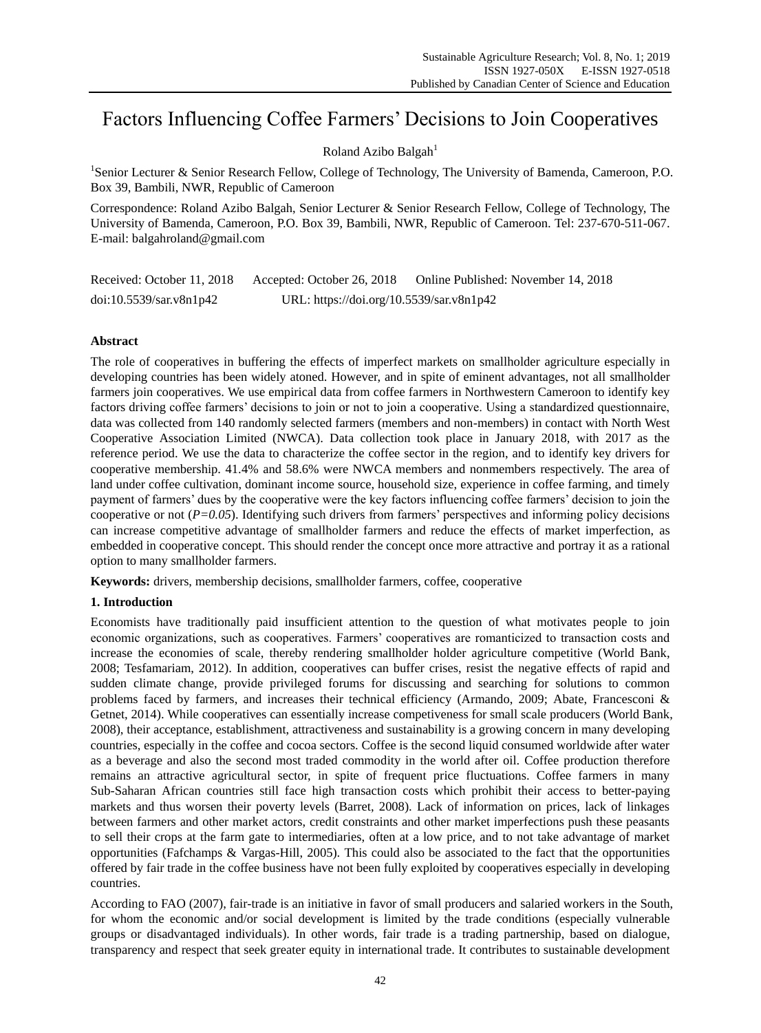# Factors Influencing Coffee Farmers' Decisions to Join Cooperatives

Roland Azibo Balgah[1]

[1]Senior Lecturer & Senior Research Fellow, College of Technology, The University of Bamenda, Cameroon, P.O. Box 39, Bambili, NWR, Republic of Cameroon

Correspondence: Roland Azibo Balgah, Senior Lecturer & Senior Research Fellow, College of Technology, The University of Bamenda, Cameroon, P.O. Box 39, Bambili, NWR, Republic of Cameroon. Tel: 237-670-511-067. E-mail: balgahroland@gmail.com

Received: October 11, 2018 Accepted: October 26, 2018 Online Published: November 14, 2018

doi:10.5539/sar.v8n1p42 URL: https://doi.org/10.5539/sar.v8n1p42

## Abstract

The role of cooperatives in buffering the effects of imperfect markets on smallholder agriculture especially in developing countries has been widely atoned. However, and in spite of eminent advantages, not all smallholder farmers join cooperatives. We use empirical data from coffee farmers in Northwestern Cameroon to identify key factors driving coffee farmers' decisions to join or not to join a cooperative. Using a standardized questionnaire, data was collected from 140 randomly selected farmers (members and non-members) in contact with North West Cooperative Association Limited (NWCA). Data collection took place in January 2018, with 2017 as the reference period. We use the data to characterize the coffee sector in the region, and to identify key drivers for cooperative membership. 41.4% and 58.6% were NWCA members and nonmembers respectively. The area of land under coffee cultivation, dominant income source, household size, experience in coffee farming, and timely payment of farmers' dues by the cooperative were the key factors influencing coffee farmers' decision to join the cooperative or not (*P=0.05*). Identifying such drivers from farmers' perspectives and informing policy decisions can increase competitive advantage of smallholder farmers and reduce the effects of market imperfection, as embedded in cooperative concept. This should render the concept once more attractive and portray it as a rational option to many smallholder farmers.

**Keywords:** drivers, membership decisions, smallholder farmers, coffee, cooperative

## 1. Introduction

Economists have traditionally paid insufficient attention to the question of what motivates people to join economic organizations, such as cooperatives. Farmers' cooperatives are romanticized to transaction costs and increase the economies of scale, thereby rendering smallholder holder agriculture competitive (World Bank, 2008; Tesfamariam, 2012). In addition, cooperatives can buffer crises, resist the negative effects of rapid and sudden climate change, provide privileged forums for discussing and searching for solutions to common problems faced by farmers, and increases their technical efficiency (Armando, 2009; Abate, Francesconi & Getnet, 2014). While cooperatives can essentially increase competiveness for small scale producers (World Bank, 2008), their acceptance, establishment, attractiveness and sustainability is a growing concern in many developing countries, especially in the coffee and cocoa sectors. Coffee is the second liquid consumed worldwide after water as a beverage and also the second most traded commodity in the world after oil. Coffee production therefore remains an attractive agricultural sector, in spite of frequent price fluctuations. Coffee farmers in many Sub-Saharan African countries still face high transaction costs which prohibit their access to better-paying markets and thus worsen their poverty levels (Barret, 2008). Lack of information on prices, lack of linkages between farmers and other market actors, credit constraints and other market imperfections push these peasants to sell their crops at the farm gate to intermediaries, often at a low price, and to not take advantage of market opportunities (Fafchamps & Vargas-Hill, 2005). This could also be associated to the fact that the opportunities offered by fair trade in the coffee business have not been fully exploited by cooperatives especially in developing countries.

According to FAO (2007), fair-trade is an initiative in favor of small producers and salaried workers in the South, for whom the economic and/or social development is limited by the trade conditions (especially vulnerable groups or disadvantaged individuals). In other words, fair trade is a trading partnership, based on dialogue, transparency and respect that seek greater equity in international trade. It contributes to sustainable development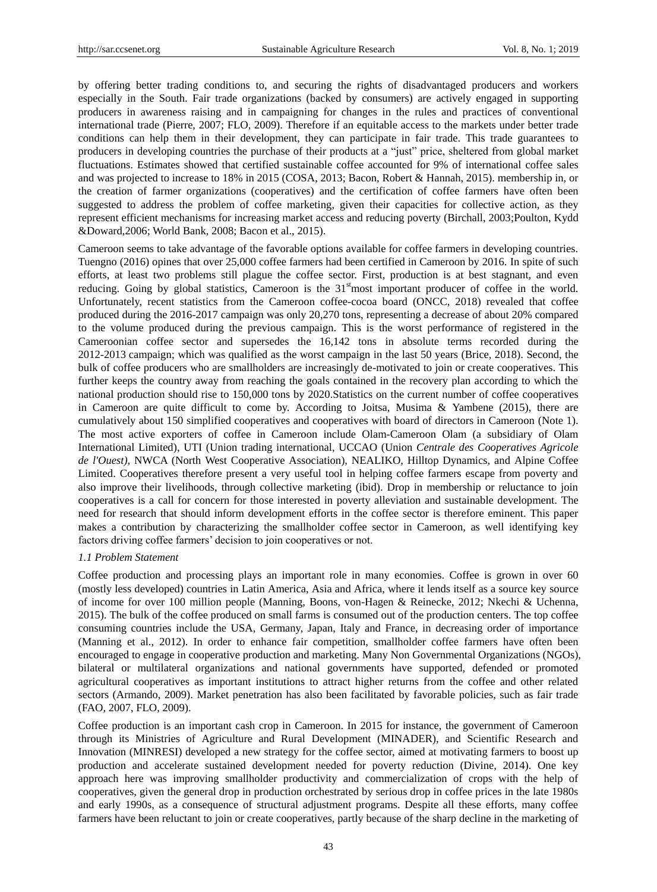by offering better trading conditions to, and securing the rights of disadvantaged producers and workers especially in the South. Fair trade organizations (backed by consumers) are actively engaged in supporting producers in awareness raising and in campaigning for changes in the rules and practices of conventional international trade (Pierre, 2007; FLO, 2009). Therefore if an equitable access to the markets under better trade conditions can help them in their development, they can participate in fair trade. This trade guarantees to producers in developing countries the purchase of their products at a "just" price, sheltered from global market fluctuations. Estimates showed that certified sustainable coffee accounted for 9% of international coffee sales and was projected to increase to 18% in 2015 (COSA, 2013; Bacon, Robert & Hannah, 2015). membership in, or the creation of farmer organizations (cooperatives) and the certification of coffee farmers have often been suggested to address the problem of coffee marketing, given their capacities for collective action, as they represent efficient mechanisms for increasing market access and reducing poverty (Birchall, 2003;Poulton, Kydd &Doward,2006; World Bank, 2008; Bacon et al., 2015).

Cameroon seems to take advantage of the favorable options available for coffee farmers in developing countries. Tuengno (2016) opines that over 25,000 coffee farmers had been certified in Cameroon by 2016. In spite of such efforts, at least two problems still plague the coffee sector. First, production is at best stagnant, and even reducing. Going by global statistics, Cameroon is the 31[st]most important producer of coffee in the world. Unfortunately, recent statistics from the Cameroon coffee-cocoa board (ONCC, 2018) revealed that coffee produced during the 2016-2017 campaign was only 20,270 tons, representing a decrease of about 20% compared to the volume produced during the previous campaign. This is the worst performance of registered in the Cameroonian coffee sector and supersedes the 16,142 tons in absolute terms recorded during the 2012-2013 campaign; which was qualified as the worst campaign in the last 50 years (Brice, 2018). Second, the bulk of coffee producers who are smallholders are increasingly de-motivated to join or create cooperatives. This further keeps the country away from reaching the goals contained in the recovery plan according to which the national production should rise to 150,000 tons by 2020.Statistics on the current number of coffee cooperatives in Cameroon are quite difficult to come by. According to Joitsa, Musima & Yambene (2015), there are cumulatively about 150 simplified cooperatives and cooperatives with board of directors in Cameroon (Note 1). The most active exporters of coffee in Cameroon include Olam-Cameroon Olam (a subsidiary of Olam International Limited), UTI (Union trading international, UCCAO (Union *Centrale des Cooperatives Agricole de l'Ouest)*, NWCA (North West Cooperative Association), NEALIKO, Hilltop Dynamics, and Alpine Coffee Limited. Cooperatives therefore present a very useful tool in helping coffee farmers escape from poverty and also improve their livelihoods, through collective marketing (ibid). Drop in membership or reluctance to join cooperatives is a call for concern for those interested in poverty alleviation and sustainable development. The need for research that should inform development efforts in the coffee sector is therefore eminent. This paper makes a contribution by characterizing the smallholder coffee sector in Cameroon, as well identifying key factors driving coffee farmers' decision to join cooperatives or not.

### *1.1 Problem Statement*

Coffee production and processing plays an important role in many economies. Coffee is grown in over 60 (mostly less developed) countries in Latin America, Asia and Africa, where it lends itself as a source key source of income for over 100 million people (Manning, Boons, von-Hagen & Reinecke, 2012; Nkechi & Uchenna, 2015). The bulk of the coffee produced on small farms is consumed out of the production centers. The top coffee consuming countries include the USA, Germany, Japan, Italy and France, in decreasing order of importance (Manning et al., 2012). In order to enhance fair competition, smallholder coffee farmers have often been encouraged to engage in cooperative production and marketing. Many Non Governmental Organizations (NGOs), bilateral or multilateral organizations and national governments have supported, defended or promoted agricultural cooperatives as important institutions to attract higher returns from the coffee and other related sectors (Armando, 2009). Market penetration has also been facilitated by favorable policies, such as fair trade (FAO, 2007, FLO, 2009).

Coffee production is an important cash crop in Cameroon. In 2015 for instance, the government of Cameroon through its Ministries of Agriculture and Rural Development (MINADER), and Scientific Research and Innovation (MINRESI) developed a new strategy for the coffee sector, aimed at motivating farmers to boost up production and accelerate sustained development needed for poverty reduction (Divine, 2014). One key approach here was improving smallholder productivity and commercialization of crops with the help of cooperatives, given the general drop in production orchestrated by serious drop in coffee prices in the late 1980s and early 1990s, as a consequence of structural adjustment programs. Despite all these efforts, many coffee farmers have been reluctant to join or create cooperatives, partly because of the sharp decline in the marketing of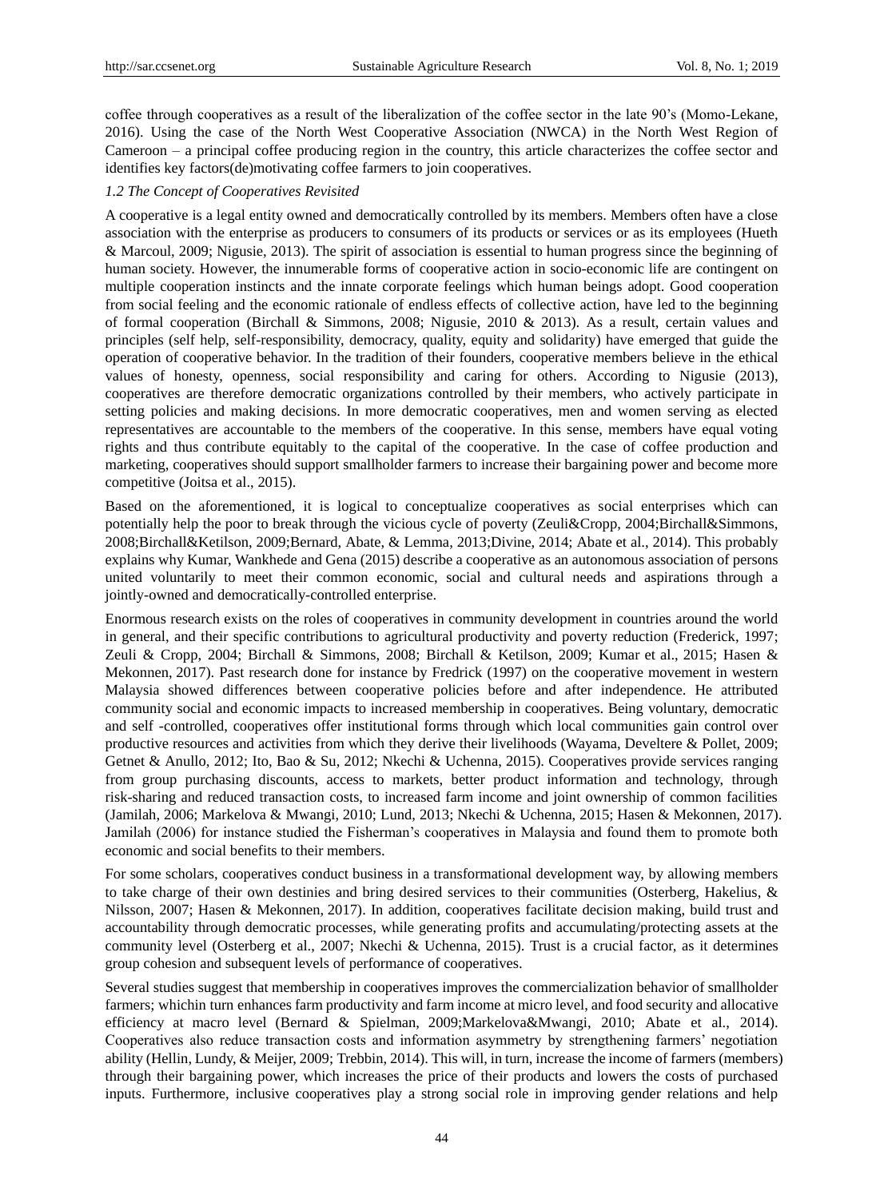coffee through cooperatives as a result of the liberalization of the coffee sector in the late 90's (Momo-Lekane, 2016). Using the case of the North West Cooperative Association (NWCA) in the North West Region of Cameroon – a principal coffee producing region in the country, this article characterizes the coffee sector and identifies key factors(de)motivating coffee farmers to join cooperatives.

### *1.2 The Concept of Cooperatives Revisited*

A cooperative is a legal entity owned and democratically controlled by its members. Members often have a close association with the enterprise as producers to consumers of its products or services or as its employees (Hueth & Marcoul, 2009; Nigusie, 2013). The spirit of association is essential to human progress since the beginning of human society. However, the innumerable forms of cooperative action in socio-economic life are contingent on multiple cooperation instincts and the innate corporate feelings which human beings adopt. Good cooperation from social feeling and the economic rationale of endless effects of collective action, have led to the beginning of formal cooperation (Birchall & Simmons, 2008; Nigusie, 2010 & 2013). As a result, certain values and principles (self help, self-responsibility, democracy, quality, equity and solidarity) have emerged that guide the operation of cooperative behavior. In the tradition of their founders, cooperative members believe in the ethical values of honesty, openness, social responsibility and caring for others. According to Nigusie (2013), cooperatives are therefore democratic organizations controlled by their members, who actively participate in setting policies and making decisions. In more democratic cooperatives, men and women serving as elected representatives are accountable to the members of the cooperative. In this sense, members have equal voting rights and thus contribute equitably to the capital of the cooperative. In the case of coffee production and marketing, cooperatives should support smallholder farmers to increase their bargaining power and become more competitive (Joitsa et al., 2015).

Based on the aforementioned, it is logical to conceptualize cooperatives as social enterprises which can potentially help the poor to break through the vicious cycle of poverty (Zeuli&Cropp, 2004;Birchall&Simmons, 2008;Birchall&Ketilson, 2009;Bernard, Abate, & Lemma, 2013;Divine, 2014; Abate et al., 2014). This probably explains why Kumar, Wankhede and Gena (2015) describe a cooperative as an autonomous association of persons united voluntarily to meet their common economic, social and cultural needs and aspirations through a jointly-owned and democratically-controlled enterprise.

Enormous research exists on the roles of cooperatives in community development in countries around the world in general, and their specific contributions to agricultural productivity and poverty reduction (Frederick, 1997; Zeuli & Cropp, 2004; Birchall & Simmons, 2008; Birchall & Ketilson, 2009; Kumar et al., 2015; Hasen & Mekonnen, 2017). Past research done for instance by Fredrick (1997) on the cooperative movement in western Malaysia showed differences between cooperative policies before and after independence. He attributed community social and economic impacts to increased membership in cooperatives. Being voluntary, democratic and self -controlled, cooperatives offer institutional forms through which local communities gain control over productive resources and activities from which they derive their livelihoods (Wayama, Develtere & Pollet, 2009; Getnet & Anullo, 2012; Ito, Bao & Su, 2012; Nkechi & Uchenna, 2015). Cooperatives provide services ranging from group purchasing discounts, access to markets, better product information and technology, through risk-sharing and reduced transaction costs, to increased farm income and joint ownership of common facilities (Jamilah, 2006; Markelova & Mwangi, 2010; Lund, 2013; Nkechi & Uchenna, 2015; Hasen & Mekonnen, 2017). Jamilah (2006) for instance studied the Fisherman's cooperatives in Malaysia and found them to promote both economic and social benefits to their members.

For some scholars, cooperatives conduct business in a transformational development way, by allowing members to take charge of their own destinies and bring desired services to their communities (Osterberg, Hakelius, & Nilsson, 2007; Hasen & Mekonnen, 2017). In addition, cooperatives facilitate decision making, build trust and accountability through democratic processes, while generating profits and accumulating/protecting assets at the community level (Osterberg et al., 2007; Nkechi & Uchenna, 2015). Trust is a crucial factor, as it determines group cohesion and subsequent levels of performance of cooperatives.

Several studies suggest that membership in cooperatives improves the commercialization behavior of smallholder farmers; whichin turn enhances farm productivity and farm income at micro level, and food security and allocative efficiency at macro level (Bernard & Spielman, 2009;Markelova&Mwangi, 2010; Abate et al., 2014). Cooperatives also reduce transaction costs and information asymmetry by strengthening farmers' negotiation ability (Hellin, Lundy, & Meijer, 2009; Trebbin, 2014). This will, in turn, increase the income of farmers (members) through their bargaining power, which increases the price of their products and lowers the costs of purchased inputs. Furthermore, inclusive cooperatives play a strong social role in improving gender relations and help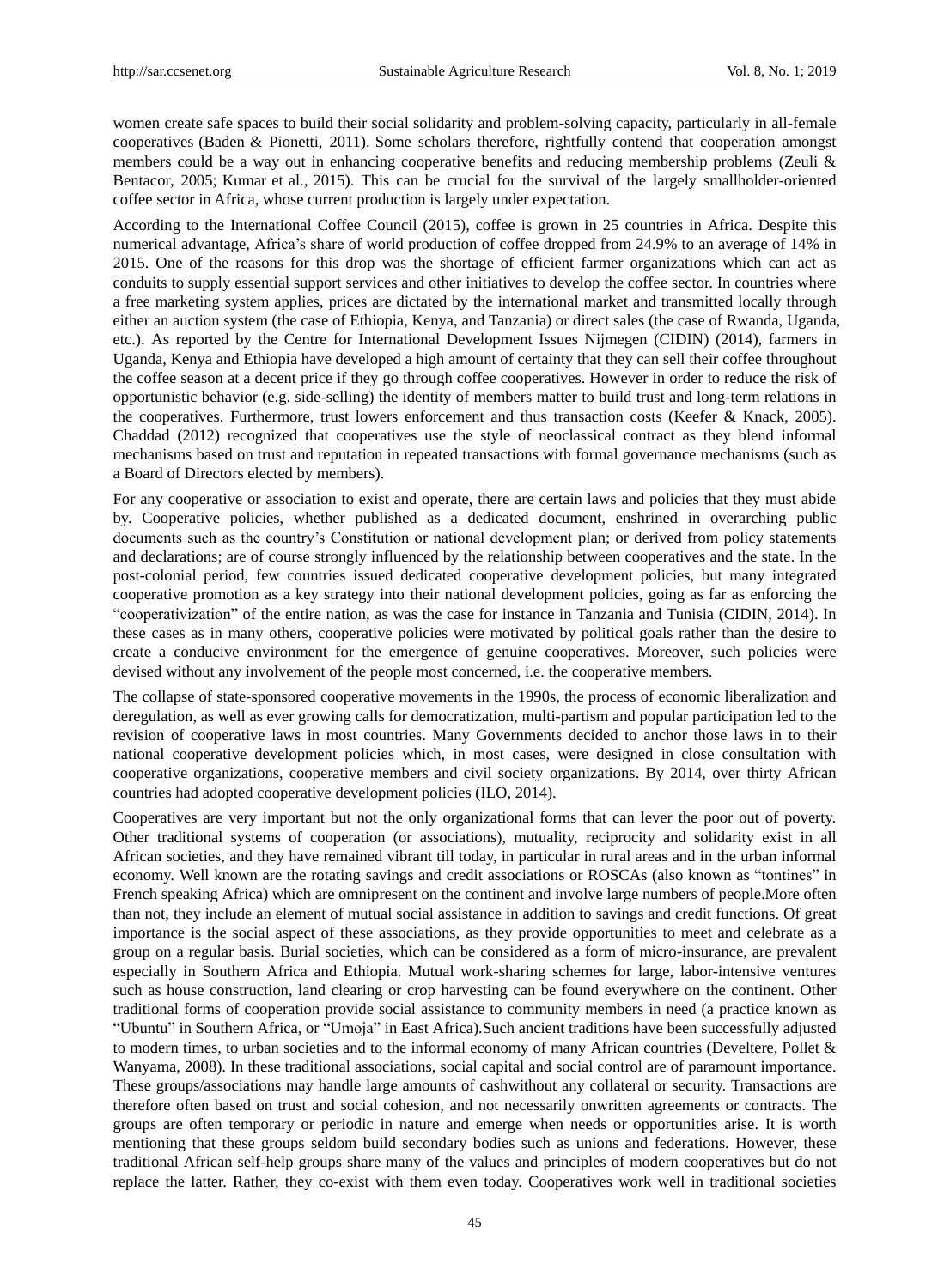women create safe spaces to build their social solidarity and problem-solving capacity, particularly in all-female cooperatives (Baden & Pionetti, 2011). Some scholars therefore, rightfully contend that cooperation amongst members could be a way out in enhancing cooperative benefits and reducing membership problems (Zeuli & Bentacor, 2005; Kumar et al., 2015). This can be crucial for the survival of the largely smallholder-oriented coffee sector in Africa, whose current production is largely under expectation.

According to the International Coffee Council (2015), coffee is grown in 25 countries in Africa. Despite this numerical advantage, Africa's share of world production of coffee dropped from 24.9% to an average of 14% in 2015. One of the reasons for this drop was the shortage of efficient farmer organizations which can act as conduits to supply essential support services and other initiatives to develop the coffee sector. In countries where a free marketing system applies, prices are dictated by the international market and transmitted locally through either an auction system (the case of Ethiopia, Kenya, and Tanzania) or direct sales (the case of Rwanda, Uganda, etc.). As reported by the Centre for International Development Issues Nijmegen (CIDIN) (2014), farmers in Uganda, Kenya and Ethiopia have developed a high amount of certainty that they can sell their coffee throughout the coffee season at a decent price if they go through coffee cooperatives. However in order to reduce the risk of opportunistic behavior (e.g. side-selling) the identity of members matter to build trust and long-term relations in the cooperatives. Furthermore, trust lowers enforcement and thus transaction costs (Keefer & Knack, 2005). Chaddad (2012) recognized that cooperatives use the style of neoclassical contract as they blend informal mechanisms based on trust and reputation in repeated transactions with formal governance mechanisms (such as a Board of Directors elected by members).

For any cooperative or association to exist and operate, there are certain laws and policies that they must abide by. Cooperative policies, whether published as a dedicated document, enshrined in overarching public documents such as the country's Constitution or national development plan; or derived from policy statements and declarations; are of course strongly influenced by the relationship between cooperatives and the state. In the post-colonial period, few countries issued dedicated cooperative development policies, but many integrated cooperative promotion as a key strategy into their national development policies, going as far as enforcing the "cooperativization" of the entire nation, as was the case for instance in Tanzania and Tunisia (CIDIN, 2014). In these cases as in many others, cooperative policies were motivated by political goals rather than the desire to create a conducive environment for the emergence of genuine cooperatives. Moreover, such policies were devised without any involvement of the people most concerned, i.e. the cooperative members.

The collapse of state-sponsored cooperative movements in the 1990s, the process of economic liberalization and deregulation, as well as ever growing calls for democratization, multi-partism and popular participation led to the revision of cooperative laws in most countries. Many Governments decided to anchor those laws in to their national cooperative development policies which, in most cases, were designed in close consultation with cooperative organizations, cooperative members and civil society organizations. By 2014, over thirty African countries had adopted cooperative development policies (ILO, 2014).

Cooperatives are very important but not the only organizational forms that can lever the poor out of poverty. Other traditional systems of cooperation (or associations), mutuality, reciprocity and solidarity exist in all African societies, and they have remained vibrant till today, in particular in rural areas and in the urban informal economy. Well known are the rotating savings and credit associations or ROSCAs (also known as "tontines" in French speaking Africa) which are omnipresent on the continent and involve large numbers of people.More often than not, they include an element of mutual social assistance in addition to savings and credit functions. Of great importance is the social aspect of these associations, as they provide opportunities to meet and celebrate as a group on a regular basis. Burial societies, which can be considered as a form of micro-insurance, are prevalent especially in Southern Africa and Ethiopia. Mutual work-sharing schemes for large, labor-intensive ventures such as house construction, land clearing or crop harvesting can be found everywhere on the continent. Other traditional forms of cooperation provide social assistance to community members in need (a practice known as "Ubuntu" in Southern Africa, or "Umoja" in East Africa).Such ancient traditions have been successfully adjusted to modern times, to urban societies and to the informal economy of many African countries (Develtere, Pollet & Wanyama, 2008). In these traditional associations, social capital and social control are of paramount importance. These groups/associations may handle large amounts of cashwithout any collateral or security. Transactions are therefore often based on trust and social cohesion, and not necessarily onwritten agreements or contracts. The groups are often temporary or periodic in nature and emerge when needs or opportunities arise. It is worth mentioning that these groups seldom build secondary bodies such as unions and federations. However, these traditional African self-help groups share many of the values and principles of modern cooperatives but do not replace the latter. Rather, they co-exist with them even today. Cooperatives work well in traditional societies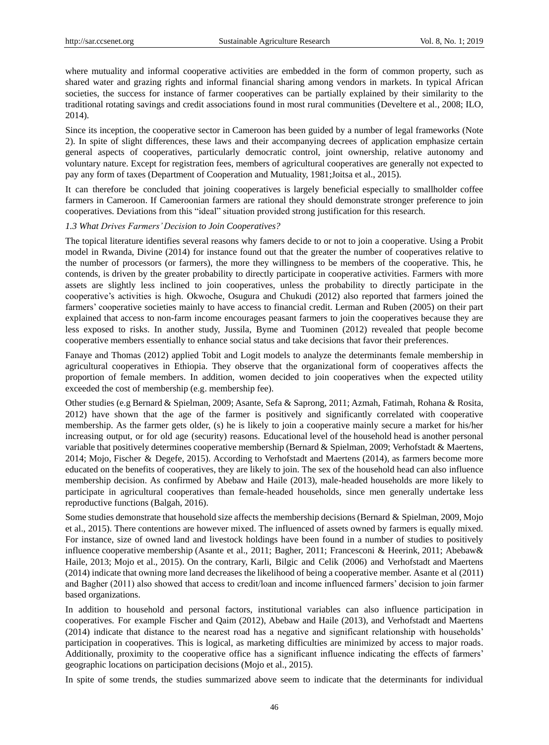where mutuality and informal cooperative activities are embedded in the form of common property, such as shared water and grazing rights and informal financial sharing among vendors in markets. In typical African societies, the success for instance of farmer cooperatives can be partially explained by their similarity to the traditional rotating savings and credit associations found in most rural communities (Develtere et al., 2008; ILO, 2014).

Since its inception, the cooperative sector in Cameroon has been guided by a number of legal frameworks (Note 2). In spite of slight differences, these laws and their accompanying decrees of application emphasize certain general aspects of cooperatives, particularly democratic control, joint ownership, relative autonomy and voluntary nature. Except for registration fees, members of agricultural cooperatives are generally not expected to pay any form of taxes (Department of Cooperation and Mutuality, 1981;Joitsa et al., 2015).

It can therefore be concluded that joining cooperatives is largely beneficial especially to smallholder coffee farmers in Cameroon. If Cameroonian farmers are rational they should demonstrate stronger preference to join cooperatives. Deviations from this "ideal" situation provided strong justification for this research.

*1.3 What Drives Farmers' Decision to Join Cooperatives?*

The topical literature identifies several reasons why famers decide to or not to join a cooperative. Using a Probit model in Rwanda, Divine (2014) for instance found out that the greater the number of cooperatives relative to the number of processors (or farmers), the more they willingness to be members of the cooperative. This, he contends, is driven by the greater probability to directly participate in cooperative activities. Farmers with more assets are slightly less inclined to join cooperatives, unless the probability to directly participate in the cooperative's activities is high. Okwoche, Osugura and Chukudi (2012) also reported that farmers joined the farmers' cooperative societies mainly to have access to financial credit. Lerman and Ruben (2005) on their part explained that access to non-farm income encourages peasant farmers to join the cooperatives because they are less exposed to risks. In another study, Jussila, Byme and Tuominen (2012) revealed that people become cooperative members essentially to enhance social status and take decisions that favor their preferences.

Fanaye and Thomas (2012) applied Tobit and Logit models to analyze the determinants female membership in agricultural cooperatives in Ethiopia. They observe that the organizational form of cooperatives affects the proportion of female members. In addition, women decided to join cooperatives when the expected utility exceeded the cost of membership (e.g. membership fee).

Other studies (e.g Bernard & Spielman, 2009; Asante, Sefa & Saprong, 2011; Azmah, Fatimah, Rohana & Rosita, 2012) have shown that the age of the farmer is positively and significantly correlated with cooperative membership. As the farmer gets older, (s) he is likely to join a cooperative mainly secure a market for his/her increasing output, or for old age (security) reasons. Educational level of the household head is another personal variable that positively determines cooperative membership (Bernard & Spielman, 2009; Verhofstadt & Maertens, 2014; Mojo, Fischer & Degefe, 2015). According to Verhofstadt and Maertens (2014), as farmers become more educated on the benefits of cooperatives, they are likely to join. The sex of the household head can also influence membership decision. As confirmed by Abebaw and Haile (2013), male-headed households are more likely to participate in agricultural cooperatives than female-headed households, since men generally undertake less reproductive functions (Balgah, 2016).

Some studies demonstrate that household size affects the membership decisions (Bernard & Spielman, 2009, Mojo et al., 2015). There contentions are however mixed. The influenced of assets owned by farmers is equally mixed. For instance, size of owned land and livestock holdings have been found in a number of studies to positively influence cooperative membership (Asante et al., 2011; Bagher, 2011; Francesconi & Heerink, 2011; Abebaw& Haile, 2013; Mojo et al., 2015). On the contrary, Karli, Bilgic and Celik (2006) and Verhofstadt and Maertens (2014) indicate that owning more land decreases the likelihood of being a cooperative member. Asante et al (2011) and Bagher (2011) also showed that access to credit/loan and income influenced farmers' decision to join farmer based organizations.

In addition to household and personal factors, institutional variables can also influence participation in cooperatives. For example Fischer and Qaim (2012), Abebaw and Haile (2013), and Verhofstadt and Maertens (2014) indicate that distance to the nearest road has a negative and significant relationship with households' participation in cooperatives. This is logical, as marketing difficulties are minimized by access to major roads. Additionally, proximity to the cooperative office has a significant influence indicating the effects of farmers' geographic locations on participation decisions (Mojo et al., 2015).

In spite of some trends, the studies summarized above seem to indicate that the determinants for individual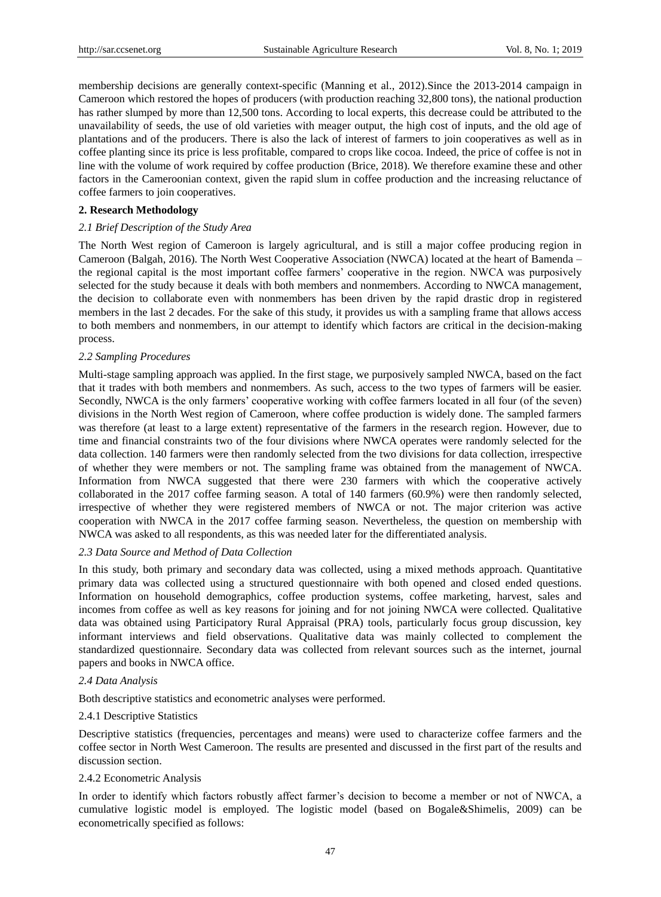membership decisions are generally context-specific (Manning et al., 2012).Since the 2013-2014 campaign in Cameroon which restored the hopes of producers (with production reaching 32,800 tons), the national production has rather slumped by more than 12,500 tons. According to local experts, this decrease could be attributed to the unavailability of seeds, the use of old varieties with meager output, the high cost of inputs, and the old age of plantations and of the producers. There is also the lack of interest of farmers to join cooperatives as well as in coffee planting since its price is less profitable, compared to crops like cocoa. Indeed, the price of coffee is not in line with the volume of work required by coffee production (Brice, 2018). We therefore examine these and other factors in the Cameroonian context, given the rapid slum in coffee production and the increasing reluctance of coffee farmers to join cooperatives.

## 2. Research Methodology

### *2.1 Brief Description of the Study Area*

The North West region of Cameroon is largely agricultural, and is still a major coffee producing region in Cameroon (Balgah, 2016). The North West Cooperative Association (NWCA) located at the heart of Bamenda – the regional capital is the most important coffee farmers' cooperative in the region. NWCA was purposively selected for the study because it deals with both members and nonmembers. According to NWCA management, the decision to collaborate even with nonmembers has been driven by the rapid drastic drop in registered members in the last 2 decades. For the sake of this study, it provides us with a sampling frame that allows access to both members and nonmembers, in our attempt to identify which factors are critical in the decision-making process.

### *2.2 Sampling Procedures*

Multi-stage sampling approach was applied. In the first stage, we purposively sampled NWCA, based on the fact that it trades with both members and nonmembers. As such, access to the two types of farmers will be easier. Secondly, NWCA is the only farmers' cooperative working with coffee farmers located in all four (of the seven) divisions in the North West region of Cameroon, where coffee production is widely done. The sampled farmers was therefore (at least to a large extent) representative of the farmers in the research region. However, due to time and financial constraints two of the four divisions where NWCA operates were randomly selected for the data collection. 140 farmers were then randomly selected from the two divisions for data collection, irrespective of whether they were members or not. The sampling frame was obtained from the management of NWCA. Information from NWCA suggested that there were 230 farmers with which the cooperative actively collaborated in the 2017 coffee farming season. A total of 140 farmers (60.9%) were then randomly selected, irrespective of whether they were registered members of NWCA or not. The major criterion was active cooperation with NWCA in the 2017 coffee farming season. Nevertheless, the question on membership with NWCA was asked to all respondents, as this was needed later for the differentiated analysis.

### *2.3 Data Source and Method of Data Collection*

In this study, both primary and secondary data was collected, using a mixed methods approach. Quantitative primary data was collected using a structured questionnaire with both opened and closed ended questions. Information on household demographics, coffee production systems, coffee marketing, harvest, sales and incomes from coffee as well as key reasons for joining and for not joining NWCA were collected. Qualitative data was obtained using Participatory Rural Appraisal (PRA) tools, particularly focus group discussion, key informant interviews and field observations. Qualitative data was mainly collected to complement the standardized questionnaire. Secondary data was collected from relevant sources such as the internet, journal papers and books in NWCA office.

### *2.4 Data Analysis*

Both descriptive statistics and econometric analyses were performed.

#### 2.4.1 Descriptive Statistics

Descriptive statistics (frequencies, percentages and means) were used to characterize coffee farmers and the coffee sector in North West Cameroon. The results are presented and discussed in the first part of the results and discussion section.

#### 2.4.2 Econometric Analysis

In order to identify which factors robustly affect farmer's decision to become a member or not of NWCA, a cumulative logistic model is employed. The logistic model (based on Bogale&Shimelis, 2009) can be econometrically specified as follows: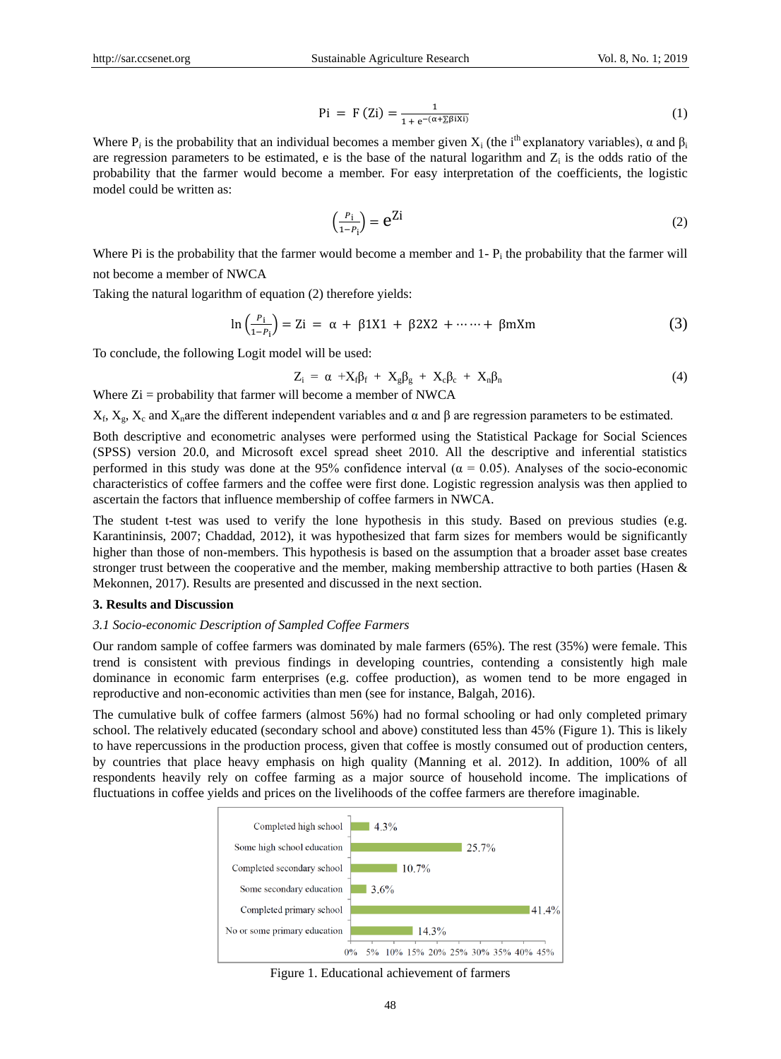$$\text{Pi} = \text{F (Zi)} = \frac{1}{1 + e^{-(\alpha + \sum \beta i X i)}} \tag{1}$$

Where $P_i$ is the probability that an individual becomes a member given $X_i$ (the $i^{th}$ explanatory variables), α and $\beta_i$ are regression parameters to be estimated, e is the base of the natural logarithm and $Z_i$ is the odds ratio of the probability that the farmer would become a member. For easy interpretation of the coefficients, the logistic model could be written as:

$$\left(\frac{P_i}{1-P_i}\right) = e^{Zi} \tag{2}$$

Where Pi is the probability that the farmer would become a member and 1- $P_i$ the probability that the farmer will not become a member of NWCA

Taking the natural logarithm of equation (2) therefore yields:

$$\ln\left(\frac{P_i}{1-P_i}\right) = \text{Zi} = \alpha + \beta 1X1 + \beta 2X2 + \cdots\cdots + \beta mXm \tag{3}$$

To conclude, the following Logit model will be used:

$$Z_i = \alpha + X_f\beta_f + X_g\beta_g + X_c\beta_c + X_n\beta_n \tag{4}$$

Where Zi = probability that farmer will become a member of NWCA

$X_f$, $X_g$, $X_c$ and $X_n$are the different independent variables and α and β are regression parameters to be estimated.

Both descriptive and econometric analyses were performed using the Statistical Package for Social Sciences (SPSS) version 20.0, and Microsoft excel spread sheet 2010. All the descriptive and inferential statistics performed in this study was done at the 95% confidence interval (α = 0.05). Analyses of the socio-economic characteristics of coffee farmers and the coffee were first done. Logistic regression analysis was then applied to ascertain the factors that influence membership of coffee farmers in NWCA.

The student t-test was used to verify the lone hypothesis in this study. Based on previous studies (e.g. Karantininsis, 2007; Chaddad, 2012), it was hypothesized that farm sizes for members would be significantly higher than those of non-members. This hypothesis is based on the assumption that a broader asset base creates stronger trust between the cooperative and the member, making membership attractive to both parties (Hasen & Mekonnen, 2017). Results are presented and discussed in the next section.

## 3. Results and Discussion

### *3.1 Socio-economic Description of Sampled Coffee Farmers*

Our random sample of coffee farmers was dominated by male farmers (65%). The rest (35%) were female. This trend is consistent with previous findings in developing countries, contending a consistently high male dominance in economic farm enterprises (e.g. coffee production), as women tend to be more engaged in reproductive and non-economic activities than men (see for instance, Balgah, 2016).

The cumulative bulk of coffee farmers (almost 56%) had no formal schooling or had only completed primary school. The relatively educated (secondary school and above) constituted less than 45% (Figure 1). This is likely to have repercussions in the production process, given that coffee is mostly consumed out of production centers, by countries that place heavy emphasis on high quality (Manning et al. 2012). In addition, 100% of all respondents heavily rely on coffee farming as a major source of household income. The implications of fluctuations in coffee yields and prices on the livelihoods of the coffee farmers are therefore imaginable.

| Educational achievement | Percentage |
|---|---|
| Completed high school | 4.3% |
| Some high school education | 25.7% |
| Completed secondary school | 10.7% |
| Some secondary education | 3.6% |
| Completed primary school | 41.4% |
| No or some primary education | 14.3% |

Figure 1. Educational achievement of farmers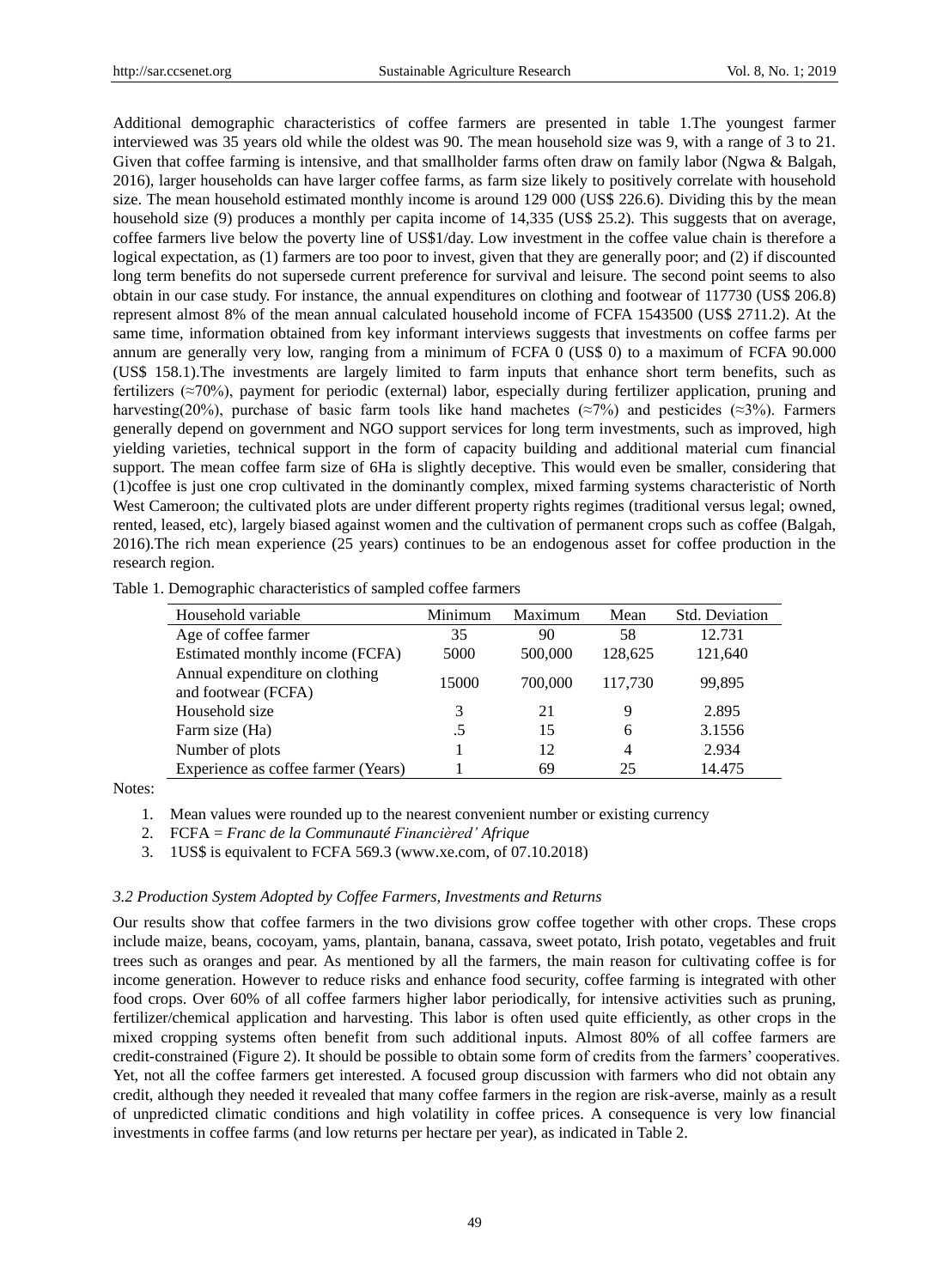Additional demographic characteristics of coffee farmers are presented in table 1.The youngest farmer interviewed was 35 years old while the oldest was 90. The mean household size was 9, with a range of 3 to 21. Given that coffee farming is intensive, and that smallholder farms often draw on family labor (Ngwa & Balgah, 2016), larger households can have larger coffee farms, as farm size likely to positively correlate with household size. The mean household estimated monthly income is around 129 000 (US$ 226.6). Dividing this by the mean household size (9) produces a monthly per capita income of 14,335 (US$ 25.2). This suggests that on average, coffee farmers live below the poverty line of US$1/day. Low investment in the coffee value chain is therefore a logical expectation, as (1) farmers are too poor to invest, given that they are generally poor; and (2) if discounted long term benefits do not supersede current preference for survival and leisure. The second point seems to also obtain in our case study. For instance, the annual expenditures on clothing and footwear of 117730 (US$ 206.8) represent almost 8% of the mean annual calculated household income of FCFA 1543500 (US$ 2711.2). At the same time, information obtained from key informant interviews suggests that investments on coffee farms per annum are generally very low, ranging from a minimum of FCFA 0 (US$ 0) to a maximum of FCFA 90.000 (US$ 158.1).The investments are largely limited to farm inputs that enhance short term benefits, such as fertilizers (≈70%), payment for periodic (external) labor, especially during fertilizer application, pruning and harvesting(20%), purchase of basic farm tools like hand machetes (≈7%) and pesticides (≈3%). Farmers generally depend on government and NGO support services for long term investments, such as improved, high yielding varieties, technical support in the form of capacity building and additional material cum financial support. The mean coffee farm size of 6Ha is slightly deceptive. This would even be smaller, considering that (1)coffee is just one crop cultivated in the dominantly complex, mixed farming systems characteristic of North West Cameroon; the cultivated plots are under different property rights regimes (traditional versus legal; owned, rented, leased, etc), largely biased against women and the cultivation of permanent crops such as coffee (Balgah, 2016).The rich mean experience (25 years) continues to be an endogenous asset for coffee production in the research region.

Table 1. Demographic characteristics of sampled coffee farmers

| Household variable | Minimum | Maximum | Mean | Std. Deviation |
|---|---|---|---|---|
| Age of coffee farmer | 35 | 90 | 58 | 12.731 |
| Estimated monthly income (FCFA) | 5000 | 500,000 | 128,625 | 121,640 |
| Annual expenditure on clothing and footwear (FCFA) | 15000 | 700,000 | 117,730 | 99,895 |
| Household size | 3 | 21 | 9 | 2.895 |
| Farm size (Ha) | .5 | 15 | 6 | 3.1556 |
| Number of plots | 1 | 12 | 4 | 2.934 |
| Experience as coffee farmer (Years) | 1 | 69 | 25 | 14.475 |

Notes:

1. Mean values were rounded up to the nearest convenient number or existing currency
2. FCFA = *Franc de la Communauté Financièred' Afrique*
3. 1US$ is equivalent to FCFA 569.3 (www.xe.com, of 07.10.2018)

### *3.2 Production System Adopted by Coffee Farmers, Investments and Returns*

Our results show that coffee farmers in the two divisions grow coffee together with other crops. These crops include maize, beans, cocoyam, yams, plantain, banana, cassava, sweet potato, Irish potato, vegetables and fruit trees such as oranges and pear. As mentioned by all the farmers, the main reason for cultivating coffee is for income generation. However to reduce risks and enhance food security, coffee farming is integrated with other food crops. Over 60% of all coffee farmers higher labor periodically, for intensive activities such as pruning, fertilizer/chemical application and harvesting. This labor is often used quite efficiently, as other crops in the mixed cropping systems often benefit from such additional inputs. Almost 80% of all coffee farmers are credit-constrained (Figure 2). It should be possible to obtain some form of credits from the farmers' cooperatives. Yet, not all the coffee farmers get interested. A focused group discussion with farmers who did not obtain any credit, although they needed it revealed that many coffee farmers in the region are risk-averse, mainly as a result of unpredicted climatic conditions and high volatility in coffee prices. A consequence is very low financial investments in coffee farms (and low returns per hectare per year), as indicated in Table 2.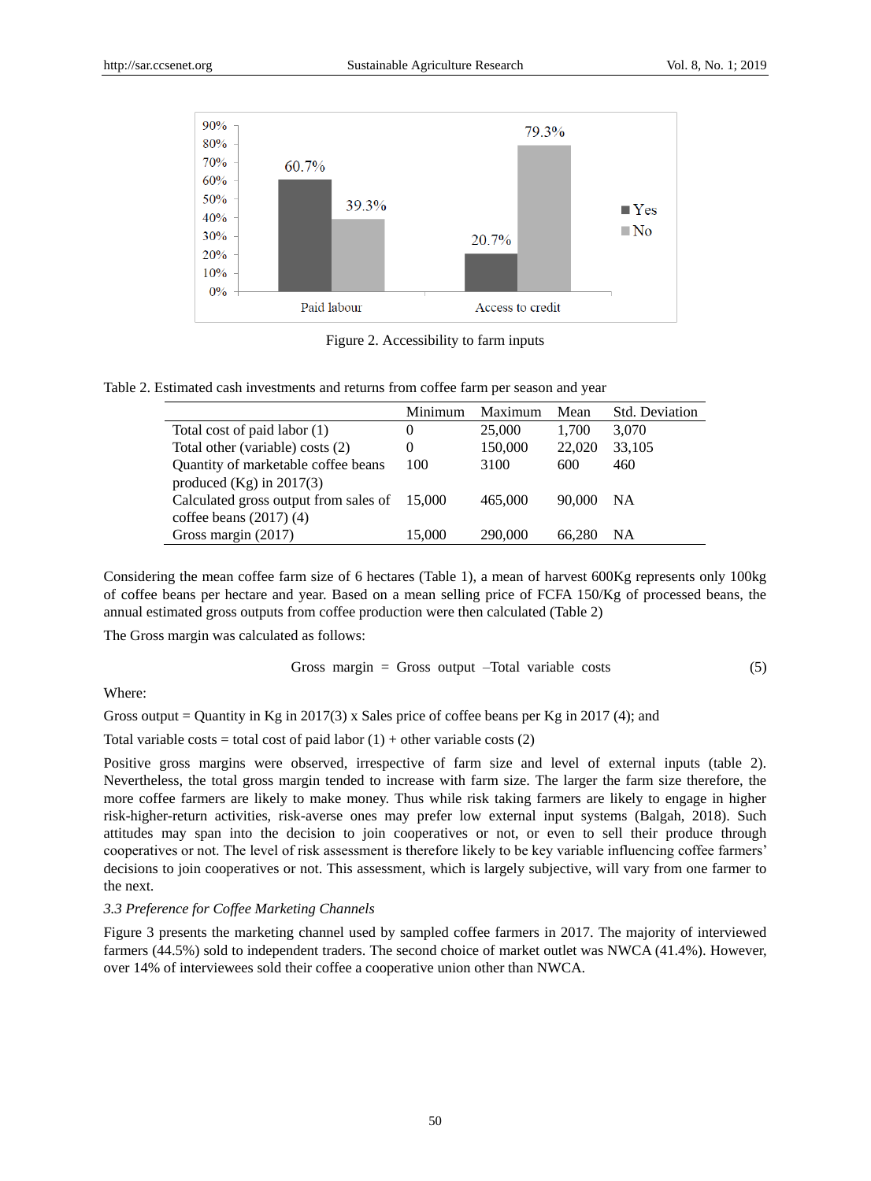Figure 2. Accessibility to farm inputs

Table 2. Estimated cash investments and returns from coffee farm per season and year

| | Minimum | Maximum | Mean | Std. Deviation |
|---|---|---|---|---|
| Total cost of paid labor (1) | 0 | 25,000 | 1,700 | 3,070 |
| Total other (variable) costs (2) | 0 | 150,000 | 22,020 | 33,105 |
| Quantity of marketable coffee beans produced (Kg) in 2017(3) | 100 | 3100 | 600 | 460 |
| Calculated gross output from sales of coffee beans (2017) (4) | 15,000 | 465,000 | 90,000 | NA |
| Gross margin (2017) | 15,000 | 290,000 | 66,280 | NA |

Considering the mean coffee farm size of 6 hectares (Table 1), a mean of harvest 600Kg represents only 100kg of coffee beans per hectare and year. Based on a mean selling price of FCFA 150/Kg of processed beans, the annual estimated gross outputs from coffee production were then calculated (Table 2)

The Gross margin was calculated as follows:

$$\text{Gross margin} = \text{Gross output} - \text{Total variable costs} \tag{5}$$

Where:

Gross output = Quantity in Kg in 2017(3) x Sales price of coffee beans per Kg in 2017 (4); and

Total variable costs = total cost of paid labor (1) + other variable costs (2)

Positive gross margins were observed, irrespective of farm size and level of external inputs (table 2). Nevertheless, the total gross margin tended to increase with farm size. The larger the farm size therefore, the more coffee farmers are likely to make money. Thus while risk taking farmers are likely to engage in higher risk-higher-return activities, risk-averse ones may prefer low external input systems (Balgah, 2018). Such attitudes may span into the decision to join cooperatives or not, or even to sell their produce through cooperatives or not. The level of risk assessment is therefore likely to be key variable influencing coffee farmers' decisions to join cooperatives or not. This assessment, which is largely subjective, will vary from one farmer to the next.

### *3.3 Preference for Coffee Marketing Channels*

Figure 3 presents the marketing channel used by sampled coffee farmers in 2017. The majority of interviewed farmers (44.5%) sold to independent traders. The second choice of market outlet was NWCA (41.4%). However, over 14% of interviewees sold their coffee a cooperative union other than NWCA.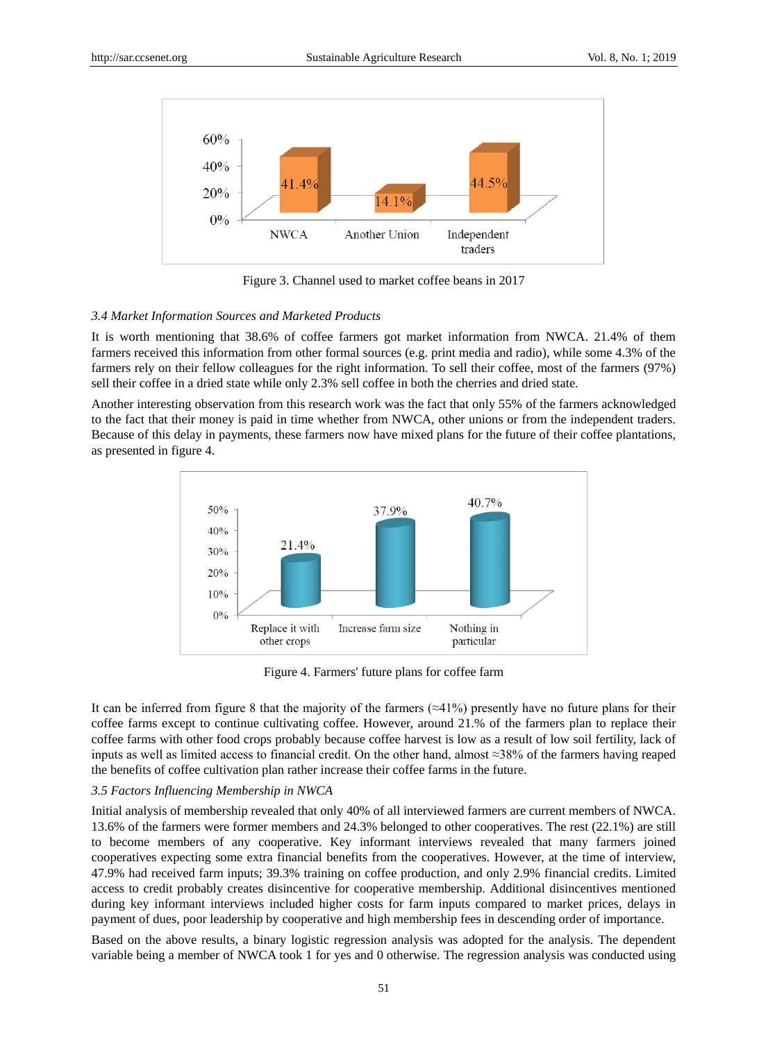Figure 3. Channel used to market coffee beans in 2017

### 3.4 Market Information Sources and Marketed Products

It is worth mentioning that 38.6% of coffee farmers got market information from NWCA. 21.4% of them farmers received this information from other formal sources (e.g. print media and radio), while some 4.3% of the farmers rely on their fellow colleagues for the right information. To sell their coffee, most of the farmers (97%) sell their coffee in a dried state while only 2.3% sell coffee in both the cherries and dried state.

Another interesting observation from this research work was the fact that only 55% of the farmers acknowledged to the fact that their money is paid in time whether from NWCA, other unions or from the independent traders. Because of this delay in payments, these farmers now have mixed plans for the future of their coffee plantations, as presented in figure 4.

Figure 4. Farmers' future plans for coffee farm

It can be inferred from figure 8 that the majority of the farmers (≈41%) presently have no future plans for their coffee farms except to continue cultivating coffee. However, around 21.% of the farmers plan to replace their coffee farms with other food crops probably because coffee harvest is low as a result of low soil fertility, lack of inputs as well as limited access to financial credit. On the other hand, almost ≈38% of the farmers having reaped the benefits of coffee cultivation plan rather increase their coffee farms in the future.

### 3.5 Factors Influencing Membership in NWCA

Initial analysis of membership revealed that only 40% of all interviewed farmers are current members of NWCA. 13.6% of the farmers were former members and 24.3% belonged to other cooperatives. The rest (22.1%) are still to become members of any cooperative. Key informant interviews revealed that many farmers joined cooperatives expecting some extra financial benefits from the cooperatives. However, at the time of interview, 47.9% had received farm inputs; 39.3% training on coffee production, and only 2.9% financial credits. Limited access to credit probably creates disincentive for cooperative membership. Additional disincentives mentioned during key informant interviews included higher costs for farm inputs compared to market prices, delays in payment of dues, poor leadership by cooperative and high membership fees in descending order of importance.

Based on the above results, a binary logistic regression analysis was adopted for the analysis. The dependent variable being a member of NWCA took 1 for yes and 0 otherwise. The regression analysis was conducted using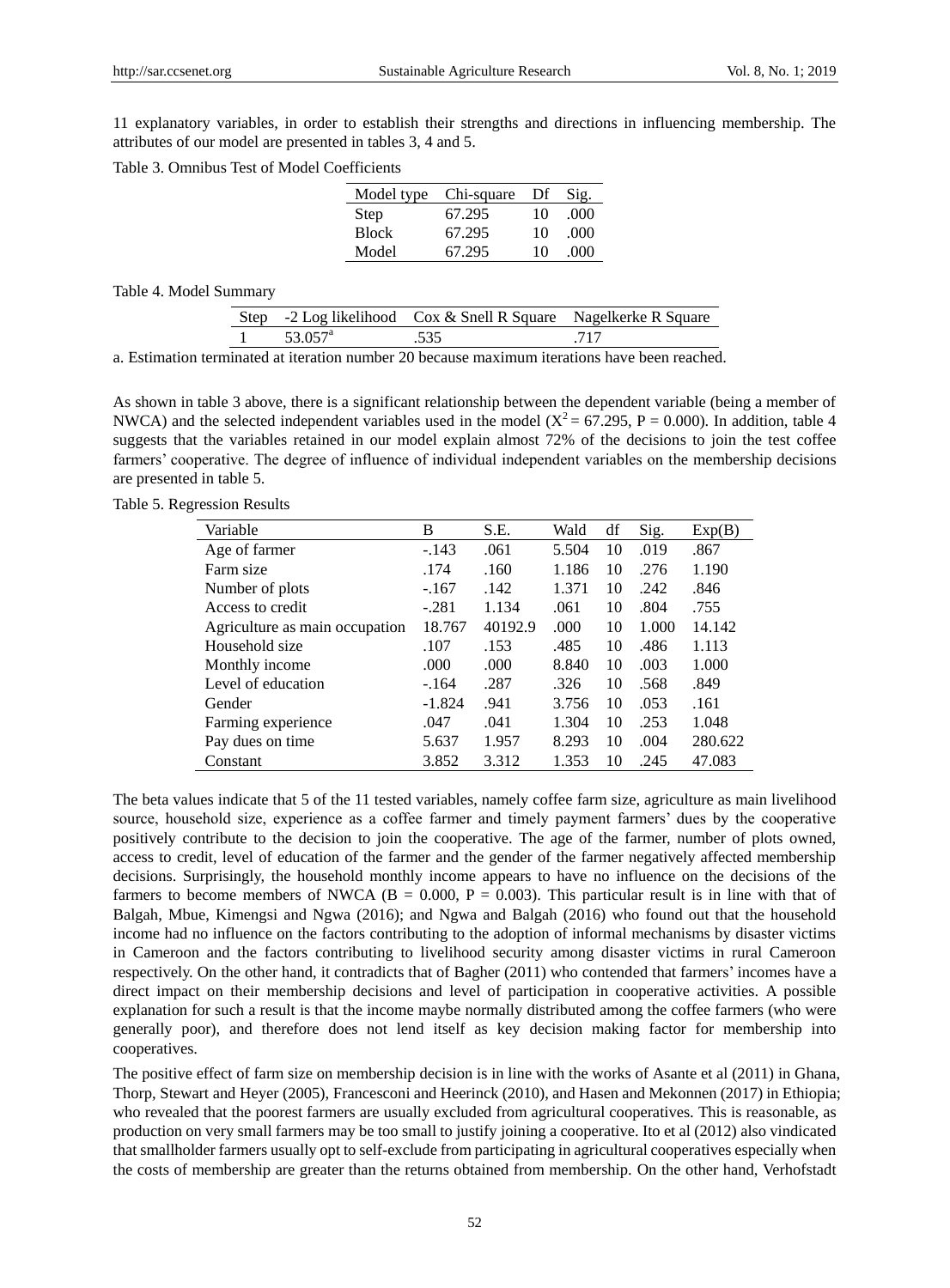11 explanatory variables, in order to establish their strengths and directions in influencing membership. The attributes of our model are presented in tables 3, 4 and 5.

Table 3. Omnibus Test of Model Coefficients

| Model type | Chi-square | Df | Sig. |
|---|---|---|---|
| Step | 67.295 | 10 | .000 |
| Block | 67.295 | 10 | .000 |
| Model | 67.295 | 10 | .000 |

Table 4. Model Summary

| Step | -2 Log likelihood | Cox & Snell R Square | Nagelkerke R Square |
|---|---|---|---|
| 1 | 53.057[a] | .535 | .717 |

a. Estimation terminated at iteration number 20 because maximum iterations have been reached.

As shown in table 3 above, there is a significant relationship between the dependent variable (being a member of NWCA) and the selected independent variables used in the model ($X^2 = 67.295$, P = 0.000). In addition, table 4 suggests that the variables retained in our model explain almost 72% of the decisions to join the test coffee farmers' cooperative. The degree of influence of individual independent variables on the membership decisions are presented in table 5.

Table 5. Regression Results

| Variable | B | S.E. | Wald | df | Sig. | Exp(B) |
|---|---|---|---|---|---|---|
| Age of farmer | -.143 | .061 | 5.504 | 10 | .019 | .867 |
| Farm size | .174 | .160 | 1.186 | 10 | .276 | 1.190 |
| Number of plots | -.167 | .142 | 1.371 | 10 | .242 | .846 |
| Access to credit | -.281 | 1.134 | .061 | 10 | .804 | .755 |
| Agriculture as main occupation | 18.767 | 40192.9 | .000 | 10 | 1.000 | 14.142 |
| Household size | .107 | .153 | .485 | 10 | .486 | 1.113 |
| Monthly income | .000 | .000 | 8.840 | 10 | .003 | 1.000 |
| Level of education | -.164 | .287 | .326 | 10 | .568 | .849 |
| Gender | -1.824 | .941 | 3.756 | 10 | .053 | .161 |
| Farming experience | .047 | .041 | 1.304 | 10 | .253 | 1.048 |
| Pay dues on time | 5.637 | 1.957 | 8.293 | 10 | .004 | 280.622 |
| Constant | 3.852 | 3.312 | 1.353 | 10 | .245 | 47.083 |

The beta values indicate that 5 of the 11 tested variables, namely coffee farm size, agriculture as main livelihood source, household size, experience as a coffee farmer and timely payment farmers' dues by the cooperative positively contribute to the decision to join the cooperative. The age of the farmer, number of plots owned, access to credit, level of education of the farmer and the gender of the farmer negatively affected membership decisions. Surprisingly, the household monthly income appears to have no influence on the decisions of the farmers to become members of NWCA (B = 0.000, P = 0.003). This particular result is in line with that of Balgah, Mbue, Kimengsi and Ngwa (2016); and Ngwa and Balgah (2016) who found out that the household income had no influence on the factors contributing to the adoption of informal mechanisms by disaster victims in Cameroon and the factors contributing to livelihood security among disaster victims in rural Cameroon respectively. On the other hand, it contradicts that of Bagher (2011) who contended that farmers' incomes have a direct impact on their membership decisions and level of participation in cooperative activities. A possible explanation for such a result is that the income maybe normally distributed among the coffee farmers (who were generally poor), and therefore does not lend itself as key decision making factor for membership into cooperatives.

The positive effect of farm size on membership decision is in line with the works of Asante et al (2011) in Ghana, Thorp, Stewart and Heyer (2005), Francesconi and Heerinck (2010), and Hasen and Mekonnen (2017) in Ethiopia; who revealed that the poorest farmers are usually excluded from agricultural cooperatives. This is reasonable, as production on very small farmers may be too small to justify joining a cooperative. Ito et al (2012) also vindicated that smallholder farmers usually opt to self-exclude from participating in agricultural cooperatives especially when the costs of membership are greater than the returns obtained from membership. On the other hand, Verhofstadt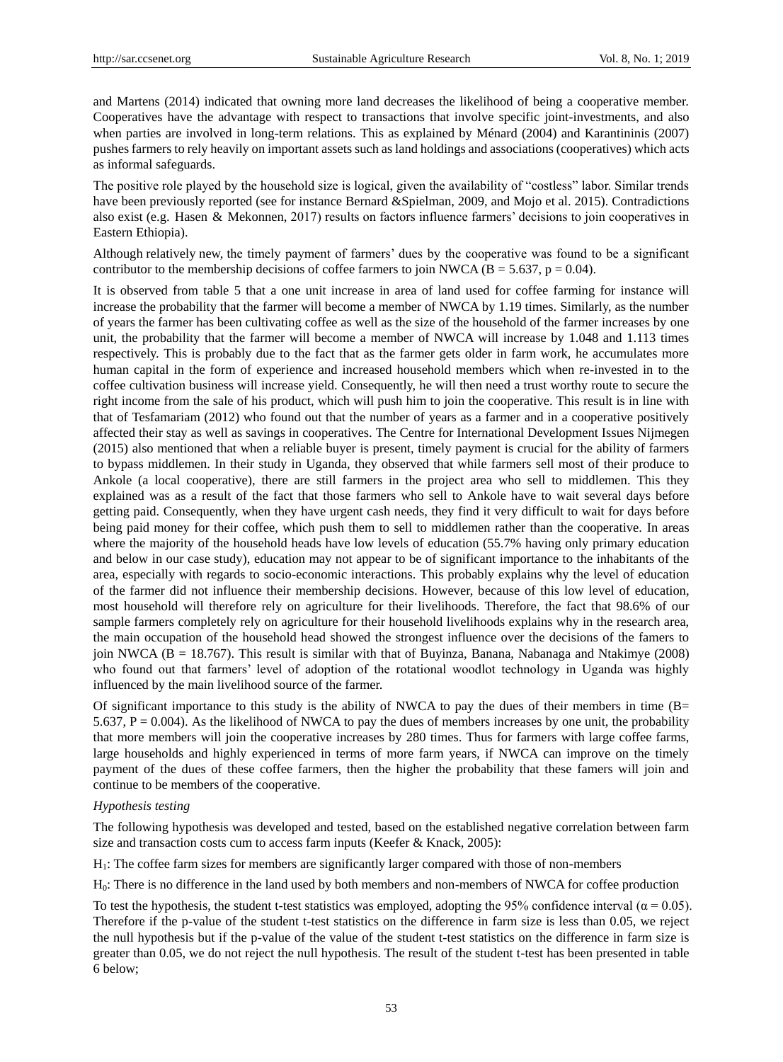and Martens (2014) indicated that owning more land decreases the likelihood of being a cooperative member. Cooperatives have the advantage with respect to transactions that involve specific joint-investments, and also when parties are involved in long-term relations. This as explained by Ménard (2004) and Karantininis (2007) pushes farmers to rely heavily on important assets such as land holdings and associations (cooperatives) which acts as informal safeguards.

The positive role played by the household size is logical, given the availability of "costless" labor. Similar trends have been previously reported (see for instance Bernard &Spielman, 2009, and Mojo et al. 2015). Contradictions also exist (e.g. Hasen & Mekonnen, 2017) results on factors influence farmers' decisions to join cooperatives in Eastern Ethiopia).

Although relatively new, the timely payment of farmers' dues by the cooperative was found to be a significant contributor to the membership decisions of coffee farmers to join NWCA ($B = 5.637$, $p = 0.04$).

It is observed from table 5 that a one unit increase in area of land used for coffee farming for instance will increase the probability that the farmer will become a member of NWCA by 1.19 times. Similarly, as the number of years the farmer has been cultivating coffee as well as the size of the household of the farmer increases by one unit, the probability that the farmer will become a member of NWCA will increase by 1.048 and 1.113 times respectively. This is probably due to the fact that as the farmer gets older in farm work, he accumulates more human capital in the form of experience and increased household members which when re-invested in to the coffee cultivation business will increase yield. Consequently, he will then need a trust worthy route to secure the right income from the sale of his product, which will push him to join the cooperative. This result is in line with that of Tesfamariam (2012) who found out that the number of years as a farmer and in a cooperative positively affected their stay as well as savings in cooperatives. The Centre for International Development Issues Nijmegen (2015) also mentioned that when a reliable buyer is present, timely payment is crucial for the ability of farmers to bypass middlemen. In their study in Uganda, they observed that while farmers sell most of their produce to Ankole (a local cooperative), there are still farmers in the project area who sell to middlemen. This they explained was as a result of the fact that those farmers who sell to Ankole have to wait several days before getting paid. Consequently, when they have urgent cash needs, they find it very difficult to wait for days before being paid money for their coffee, which push them to sell to middlemen rather than the cooperative. In areas where the majority of the household heads have low levels of education (55.7% having only primary education and below in our case study), education may not appear to be of significant importance to the inhabitants of the area, especially with regards to socio-economic interactions. This probably explains why the level of education of the farmer did not influence their membership decisions. However, because of this low level of education, most household will therefore rely on agriculture for their livelihoods. Therefore, the fact that 98.6% of our sample farmers completely rely on agriculture for their household livelihoods explains why in the research area, the main occupation of the household head showed the strongest influence over the decisions of the famers to join NWCA ($B = 18.767$). This result is similar with that of Buyinza, Banana, Nabanaga and Ntakimye (2008) who found out that farmers' level of adoption of the rotational woodlot technology in Uganda was highly influenced by the main livelihood source of the farmer.

Of significant importance to this study is the ability of NWCA to pay the dues of their members in time ($B = 5.637$, $P = 0.004$). As the likelihood of NWCA to pay the dues of members increases by one unit, the probability that more members will join the cooperative increases by 280 times. Thus for farmers with large coffee farms, large households and highly experienced in terms of more farm years, if NWCA can improve on the timely payment of the dues of these coffee farmers, then the higher the probability that these famers will join and continue to be members of the cooperative.

*Hypothesis testing*

The following hypothesis was developed and tested, based on the established negative correlation between farm size and transaction costs cum to access farm inputs (Keefer & Knack, 2005):

$H_1$: The coffee farm sizes for members are significantly larger compared with those of non-members

$H_0$: There is no difference in the land used by both members and non-members of NWCA for coffee production

To test the hypothesis, the student t-test statistics was employed, adopting the 95% confidence interval ($\alpha = 0.05$). Therefore if the p-value of the student t-test statistics on the difference in farm size is less than 0.05, we reject the null hypothesis but if the p-value of the value of the student t-test statistics on the difference in farm size is greater than 0.05, we do not reject the null hypothesis. The result of the student t-test has been presented in table 6 below;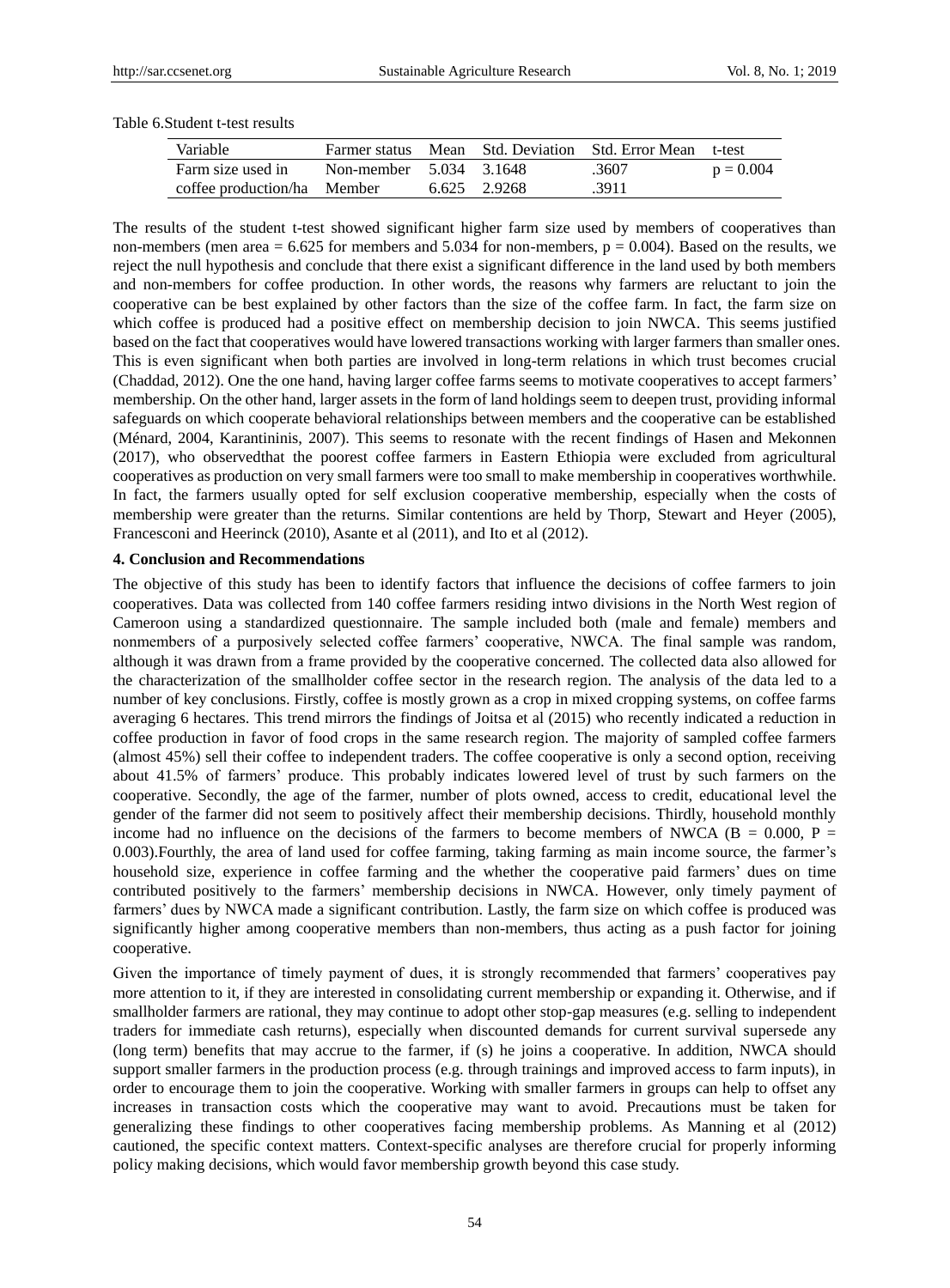Table 6.Student t-test results

| Variable | Farmer status | Mean | Std. Deviation | Std. Error Mean | t-test |
|---|---|---|---|---|---|
| Farm size used in coffee production/ha | Non-member | 5.034 | 3.1648 | .3607 | p = 0.004 |
| | Member | 6.625 | 2.9268 | .3911 | |

The results of the student t-test showed significant higher farm size used by members of cooperatives than non-members (men area = 6.625 for members and 5.034 for non-members, p = 0.004). Based on the results, we reject the null hypothesis and conclude that there exist a significant difference in the land used by both members and non-members for coffee production. In other words, the reasons why farmers are reluctant to join the cooperative can be best explained by other factors than the size of the coffee farm. In fact, the farm size on which coffee is produced had a positive effect on membership decision to join NWCA. This seems justified based on the fact that cooperatives would have lowered transactions working with larger farmers than smaller ones. This is even significant when both parties are involved in long-term relations in which trust becomes crucial (Chaddad, 2012). One the one hand, having larger coffee farms seems to motivate cooperatives to accept farmers' membership. On the other hand, larger assets in the form of land holdings seem to deepen trust, providing informal safeguards on which cooperate behavioral relationships between members and the cooperative can be established (Ménard, 2004, Karantininis, 2007). This seems to resonate with the recent findings of Hasen and Mekonnen (2017), who observedthat the poorest coffee farmers in Eastern Ethiopia were excluded from agricultural cooperatives as production on very small farmers were too small to make membership in cooperatives worthwhile. In fact, the farmers usually opted for self exclusion cooperative membership, especially when the costs of membership were greater than the returns. Similar contentions are held by Thorp, Stewart and Heyer (2005), Francesconi and Heerinck (2010), Asante et al (2011), and Ito et al (2012).

## 4. Conclusion and Recommendations

The objective of this study has been to identify factors that influence the decisions of coffee farmers to join cooperatives. Data was collected from 140 coffee farmers residing intwo divisions in the North West region of Cameroon using a standardized questionnaire. The sample included both (male and female) members and nonmembers of a purposively selected coffee farmers' cooperative, NWCA. The final sample was random, although it was drawn from a frame provided by the cooperative concerned. The collected data also allowed for the characterization of the smallholder coffee sector in the research region. The analysis of the data led to a number of key conclusions. Firstly, coffee is mostly grown as a crop in mixed cropping systems, on coffee farms averaging 6 hectares. This trend mirrors the findings of Joitsa et al (2015) who recently indicated a reduction in coffee production in favor of food crops in the same research region. The majority of sampled coffee farmers (almost 45%) sell their coffee to independent traders. The coffee cooperative is only a second option, receiving about 41.5% of farmers' produce. This probably indicates lowered level of trust by such farmers on the cooperative. Secondly, the age of the farmer, number of plots owned, access to credit, educational level the gender of the farmer did not seem to positively affect their membership decisions. Thirdly, household monthly income had no influence on the decisions of the farmers to become members of NWCA (B = 0.000, P = 0.003).Fourthly, the area of land used for coffee farming, taking farming as main income source, the farmer's household size, experience in coffee farming and the whether the cooperative paid farmers' dues on time contributed positively to the farmers' membership decisions in NWCA. However, only timely payment of farmers' dues by NWCA made a significant contribution. Lastly, the farm size on which coffee is produced was significantly higher among cooperative members than non-members, thus acting as a push factor for joining cooperative.

Given the importance of timely payment of dues, it is strongly recommended that farmers' cooperatives pay more attention to it, if they are interested in consolidating current membership or expanding it. Otherwise, and if smallholder farmers are rational, they may continue to adopt other stop-gap measures (e.g. selling to independent traders for immediate cash returns), especially when discounted demands for current survival supersede any (long term) benefits that may accrue to the farmer, if (s) he joins a cooperative. In addition, NWCA should support smaller farmers in the production process (e.g. through trainings and improved access to farm inputs), in order to encourage them to join the cooperative. Working with smaller farmers in groups can help to offset any increases in transaction costs which the cooperative may want to avoid. Precautions must be taken for generalizing these findings to other cooperatives facing membership problems. As Manning et al (2012) cautioned, the specific context matters. Context-specific analyses are therefore crucial for properly informing policy making decisions, which would favor membership growth beyond this case study.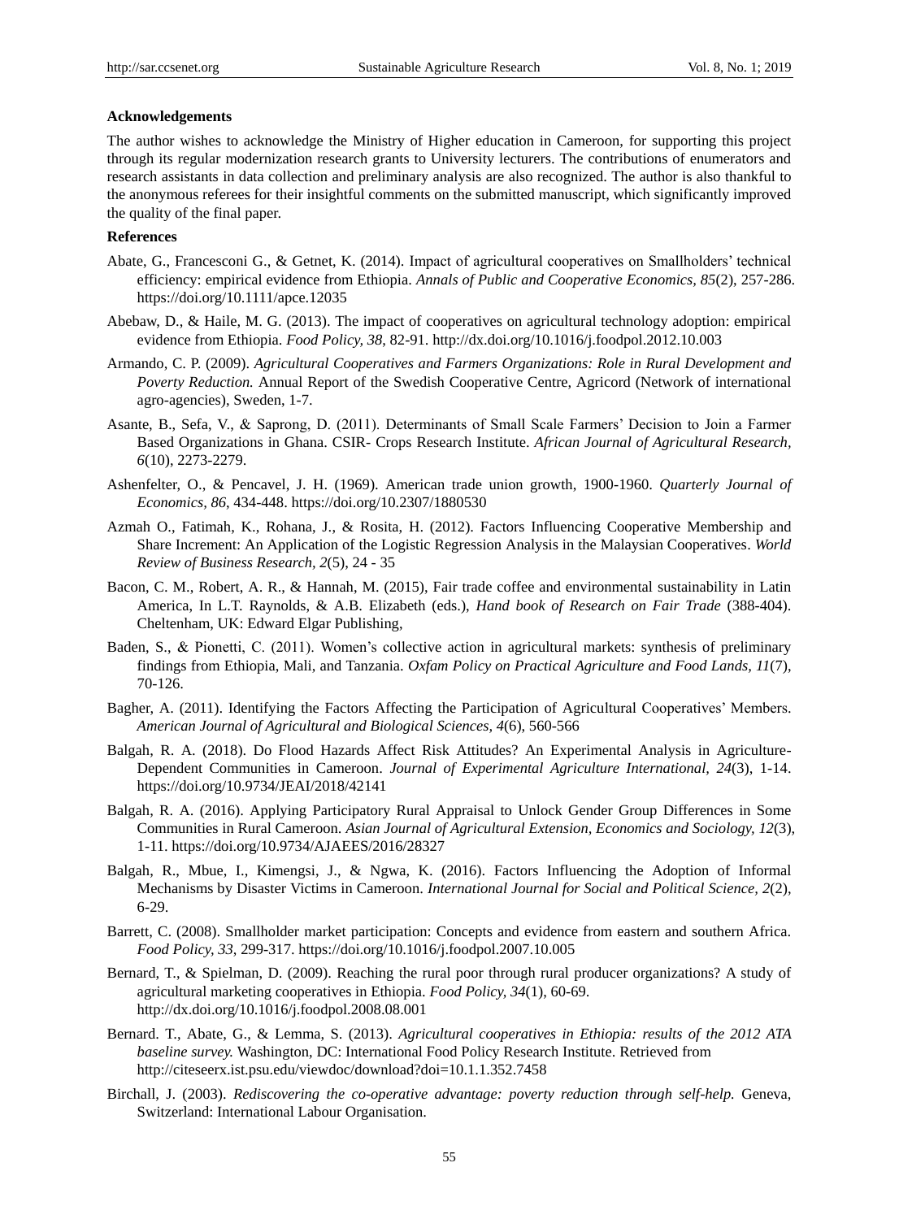**Acknowledgements**

The author wishes to acknowledge the Ministry of Higher education in Cameroon, for supporting this project through its regular modernization research grants to University lecturers. The contributions of enumerators and research assistants in data collection and preliminary analysis are also recognized. The author is also thankful to the anonymous referees for their insightful comments on the submitted manuscript, which significantly improved the quality of the final paper.

**References**

Abate, G., Francesconi G., & Getnet, K. (2014). Impact of agricultural cooperatives on Smallholders' technical efficiency: empirical evidence from Ethiopia. *Annals of Public and Cooperative Economics, 85*(2), 257-286. https://doi.org/10.1111/apce.12035

Abebaw, D., & Haile, M. G. (2013). The impact of cooperatives on agricultural technology adoption: empirical evidence from Ethiopia. *Food Policy, 38*, 82-91. http://dx.doi.org/10.1016/j.foodpol.2012.10.003

Armando, C. P. (2009). *Agricultural Cooperatives and Farmers Organizations: Role in Rural Development and Poverty Reduction.* Annual Report of the Swedish Cooperative Centre, Agricord (Network of international agro-agencies), Sweden, 1-7.

Asante, B., Sefa, V., & Saprong, D. (2011). Determinants of Small Scale Farmers' Decision to Join a Farmer Based Organizations in Ghana. CSIR- Crops Research Institute. *African Journal of Agricultural Research, 6*(10), 2273-2279.

Ashenfelter, O., & Pencavel, J. H. (1969). American trade union growth, 1900-1960. *Quarterly Journal of Economics, 86*, 434-448. https://doi.org/10.2307/1880530

Azmah O., Fatimah, K., Rohana, J., & Rosita, H. (2012). Factors Influencing Cooperative Membership and Share Increment: An Application of the Logistic Regression Analysis in the Malaysian Cooperatives. *World Review of Business Research, 2*(5), 24 - 35

Bacon, C. M., Robert, A. R., & Hannah, M. (2015), Fair trade coffee and environmental sustainability in Latin America, In L.T. Raynolds, & A.B. Elizabeth (eds.), *Hand book of Research on Fair Trade* (388-404). Cheltenham, UK: Edward Elgar Publishing,

Baden, S., & Pionetti, C. (2011). Women's collective action in agricultural markets: synthesis of preliminary findings from Ethiopia, Mali, and Tanzania. *Oxfam Policy on Practical Agriculture and Food Lands, 11*(7), 70-126.

Bagher, A. (2011). Identifying the Factors Affecting the Participation of Agricultural Cooperatives' Members. *American Journal of Agricultural and Biological Sciences, 4*(6), 560-566

Balgah, R. A. (2018). Do Flood Hazards Affect Risk Attitudes? An Experimental Analysis in Agriculture-Dependent Communities in Cameroon. *Journal of Experimental Agriculture International, 24*(3), 1-14. https://doi.org/10.9734/JEAI/2018/42141

Balgah, R. A. (2016). Applying Participatory Rural Appraisal to Unlock Gender Group Differences in Some Communities in Rural Cameroon. *Asian Journal of Agricultural Extension, Economics and Sociology, 12*(3), 1-11. https://doi.org/10.9734/AJAEES/2016/28327

Balgah, R., Mbue, I., Kimengsi, J., & Ngwa, K. (2016). Factors Influencing the Adoption of Informal Mechanisms by Disaster Victims in Cameroon. *International Journal for Social and Political Science, 2*(2), 6-29.

Barrett, C. (2008). Smallholder market participation: Concepts and evidence from eastern and southern Africa. *Food Policy, 33*, 299-317. https://doi.org/10.1016/j.foodpol.2007.10.005

Bernard, T., & Spielman, D. (2009). Reaching the rural poor through rural producer organizations? A study of agricultural marketing cooperatives in Ethiopia. *Food Policy, 34*(1), 60-69. http://dx.doi.org/10.1016/j.foodpol.2008.08.001

Bernard. T., Abate, G., & Lemma, S. (2013). *Agricultural cooperatives in Ethiopia: results of the 2012 ATA baseline survey.* Washington, DC: International Food Policy Research Institute. Retrieved from http://citeseerx.ist.psu.edu/viewdoc/download?doi=10.1.1.352.7458

Birchall, J. (2003). *Rediscovering the co-operative advantage: poverty reduction through self-help.* Geneva, Switzerland: International Labour Organisation.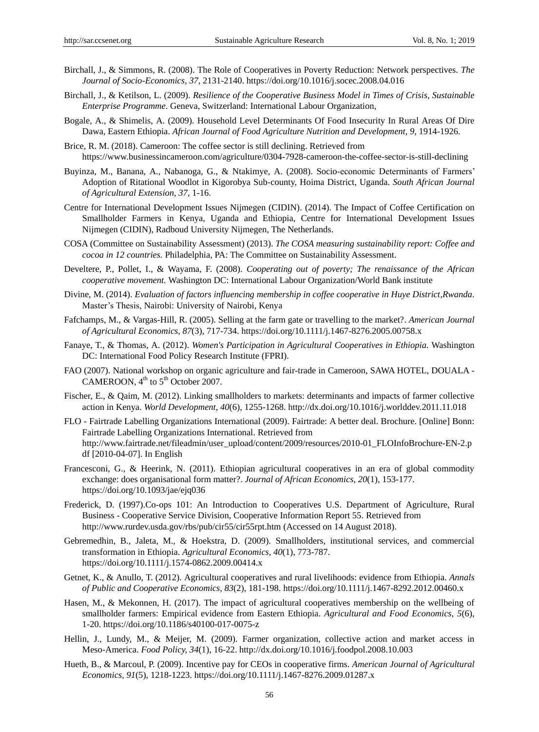Birchall, J., & Simmons, R. (2008). The Role of Cooperatives in Poverty Reduction: Network perspectives. *The Journal of Socio-Economics, 37*, 2131-2140. https://doi.org/10.1016/j.socec.2008.04.016

Birchall, J., & Ketilson, L. (2009). *Resilience of the Cooperative Business Model in Times of Crisis, Sustainable Enterprise Programme*. Geneva, Switzerland: International Labour Organization,

Bogale, A., & Shimelis, A. (2009). Household Level Determinants Of Food Insecurity In Rural Areas Of Dire Dawa, Eastern Ethiopia. *African Journal of Food Agriculture Nutrition and Development, 9*, 1914-1926.

Brice, R. M. (2018). Cameroon: The coffee sector is still declining. Retrieved from https://www.businessincameroon.com/agriculture/0304-7928-cameroon-the-coffee-sector-is-still-declining

Buyinza, M., Banana, A., Nabanoga, G., & Ntakimye, A. (2008). Socio-economic Determinants of Farmers' Adoption of Ritational Woodlot in Kigorobya Sub-county, Hoima District, Uganda. *South African Journal of Agricultural Extension, 37*, 1-16.

Centre for International Development Issues Nijmegen (CIDIN). (2014). The Impact of Coffee Certification on Smallholder Farmers in Kenya, Uganda and Ethiopia, Centre for International Development Issues Nijmegen (CIDIN), Radboud University Nijmegen, The Netherlands.

COSA (Committee on Sustainability Assessment) (2013). *The COSA measuring sustainability report: Coffee and cocoa in 12 countries.* Philadelphia, PA: The Committee on Sustainability Assessment.

Develtere, P., Pollet, I., & Wayama, F. (2008). *Cooperating out of poverty; The renaissance of the African cooperative movement.* Washington DC: International Labour Organization/World Bank institute

Divine, M. (2014). *Evaluation of factors influencing membership in coffee cooperative in Huye District,Rwanda*. Master's Thesis, Nairobi: University of Nairobi, Kenya

Fafchamps, M., & Vargas-Hill, R. (2005). Selling at the farm gate or travelling to the market?. *American Journal of Agricultural Economics, 87*(3), 717-734. https://doi.org/10.1111/j.1467-8276.2005.00758.x

Fanaye, T., & Thomas, A. (2012). *Women's Participation in Agricultural Cooperatives in Ethiopia.* Washington DC: International Food Policy Research Institute (FPRI).

FAO (2007). National workshop on organic agriculture and fair-trade in Cameroon, SAWA HOTEL, DOUALA - CAMEROON, 4th to 5th October 2007.

Fischer, E., & Qaim, M. (2012). Linking smallholders to markets: determinants and impacts of farmer collective action in Kenya. *World Development, 40*(6), 1255-1268. http://dx.doi.org/10.1016/j.worlddev.2011.11.018

FLO - Fairtrade Labelling Organizations International (2009). Fairtrade: A better deal. Brochure. [Online] Bonn: Fairtrade Labelling Organizations International. Retrieved from http://www.fairtrade.net/fileadmin/user_upload/content/2009/resources/2010-01_FLOInfoBrochure-EN-2.pdf [2010-04-07]. In English

Francesconi, G., & Heerink, N. (2011). Ethiopian agricultural cooperatives in an era of global commodity exchange: does organisational form matter?. *Journal of African Economics, 20*(1), 153-177. https://doi.org/10.1093/jae/ejq036

Frederick, D. (1997).Co-ops 101: An Introduction to Cooperatives U.S. Department of Agriculture, Rural Business - Cooperative Service Division, Cooperative Information Report 55. Retrieved from http://www.rurdev.usda.gov/rbs/pub/cir55/cir55rpt.htm (Accessed on 14 August 2018).

Gebremedhin, B., Jaleta, M., & Hoekstra, D. (2009). Smallholders, institutional services, and commercial transformation in Ethiopia. *Agricultural Economics, 40*(1), 773-787. https://doi.org/10.1111/j.1574-0862.2009.00414.x

Getnet, K., & Anullo, T. (2012). Agricultural cooperatives and rural livelihoods: evidence from Ethiopia. *Annals of Public and Cooperative Economics, 83*(2), 181-198. https://doi.org/10.1111/j.1467-8292.2012.00460.x

Hasen, M., & Mekonnen, H. (2017). The impact of agricultural cooperatives membership on the wellbeing of smallholder farmers: Empirical evidence from Eastern Ethiopia. *Agricultural and Food Economics, 5*(6), 1-20. https://doi.org/10.1186/s40100-017-0075-z

Hellin, J., Lundy, M., & Meijer, M. (2009). Farmer organization, collective action and market access in Meso-America. *Food Policy, 34*(1), 16-22. http://dx.doi.org/10.1016/j.foodpol.2008.10.003

Hueth, B., & Marcoul, P. (2009). Incentive pay for CEOs in cooperative firms. *American Journal of Agricultural Economics, 91*(5), 1218-1223. https://doi.org/10.1111/j.1467-8276.2009.01287.x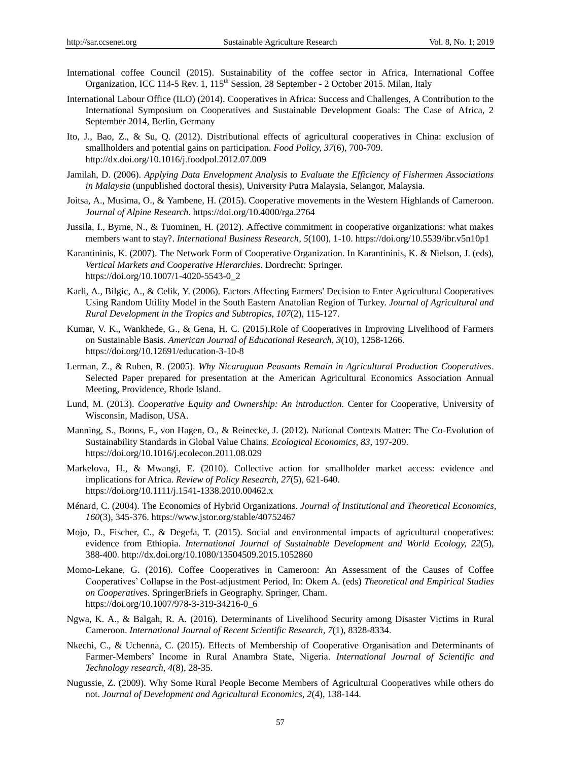International coffee Council (2015). Sustainability of the coffee sector in Africa, International Coffee Organization, ICC 114-5 Rev. 1, 115th Session, 28 September - 2 October 2015. Milan, Italy

International Labour Office (ILO) (2014). Cooperatives in Africa: Success and Challenges, A Contribution to the International Symposium on Cooperatives and Sustainable Development Goals: The Case of Africa, 2 September 2014, Berlin, Germany

Ito, J., Bao, Z., & Su, Q. (2012). Distributional effects of agricultural cooperatives in China: exclusion of smallholders and potential gains on participation. *Food Policy, 37*(6), 700-709. http://dx.doi.org/10.1016/j.foodpol.2012.07.009

Jamilah, D. (2006). *Applying Data Envelopment Analysis to Evaluate the Efficiency of Fishermen Associations in Malaysia* (unpublished doctoral thesis), University Putra Malaysia, Selangor, Malaysia.

Joitsa, A., Musima, O., & Yambene, H. (2015). Cooperative movements in the Western Highlands of Cameroon. *Journal of Alpine Research*. https://doi.org/10.4000/rga.2764

Jussila, I., Byrne, N., & Tuominen, H. (2012). Affective commitment in cooperative organizations: what makes members want to stay?. *International Business Research, 5*(100), 1-10. https://doi.org/10.5539/ibr.v5n10p1

Karantininis, K. (2007). The Network Form of Cooperative Organization. In Karantininis, K. & Nielson, J. (eds), *Vertical Markets and Cooperative Hierarchies*. Dordrecht: Springer. https://doi.org/10.1007/1-4020-5543-0_2

Karli, A., Bilgic, A., & Celik, Y. (2006). Factors Affecting Farmers' Decision to Enter Agricultural Cooperatives Using Random Utility Model in the South Eastern Anatolian Region of Turkey. *Journal of Agricultural and Rural Development in the Tropics and Subtropics, 107*(2), 115-127.

Kumar, V. K., Wankhede, G., & Gena, H. C. (2015).Role of Cooperatives in Improving Livelihood of Farmers on Sustainable Basis. *American Journal of Educational Research, 3*(10), 1258-1266. https://doi.org/10.12691/education-3-10-8

Lerman, Z., & Ruben, R. (2005). *Why Nicaraguan Peasants Remain in Agricultural Production Cooperatives*. Selected Paper prepared for presentation at the American Agricultural Economics Association Annual Meeting, Providence, Rhode Island.

Lund, M. (2013). *Cooperative Equity and Ownership: An introduction.* Center for Cooperative, University of Wisconsin, Madison, USA.

Manning, S., Boons, F., von Hagen, O., & Reinecke, J. (2012). National Contexts Matter: The Co-Evolution of Sustainability Standards in Global Value Chains. *Ecological Economics, 83*, 197-209. https://doi.org/10.1016/j.ecolecon.2011.08.029

Markelova, H., & Mwangi, E. (2010). Collective action for smallholder market access: evidence and implications for Africa. *Review of Policy Research, 27*(5), 621-640. https://doi.org/10.1111/j.1541-1338.2010.00462.x

Ménard, C. (2004). The Economics of Hybrid Organizations. *Journal of Institutional and Theoretical Economics, 160*(3), 345-376. https://www.jstor.org/stable/40752467

Mojo, D., Fischer, C., & Degefa, T. (2015). Social and environmental impacts of agricultural cooperatives: evidence from Ethiopia. *International Journal of Sustainable Development and World Ecology, 22*(5), 388-400. http://dx.doi.org/10.1080/13504509.2015.1052860

Momo-Lekane, G. (2016). Coffee Cooperatives in Cameroon: An Assessment of the Causes of Coffee Cooperatives' Collapse in the Post-adjustment Period, In: Okem A. (eds) *Theoretical and Empirical Studies on Cooperatives*. SpringerBriefs in Geography. Springer, Cham. https://doi.org/10.1007/978-3-319-34216-0_6

Ngwa, K. A., & Balgah, R. A. (2016). Determinants of Livelihood Security among Disaster Victims in Rural Cameroon. *International Journal of Recent Scientific Research, 7*(1), 8328-8334.

Nkechi, C., & Uchenna, C. (2015). Effects of Membership of Cooperative Organisation and Determinants of Farmer-Members' Income in Rural Anambra State, Nigeria. *International Journal of Scientific and Technology research, 4*(8), 28-35.

Nugussie, Z. (2009). Why Some Rural People Become Members of Agricultural Cooperatives while others do not. *Journal of Development and Agricultural Economics, 2*(4), 138-144.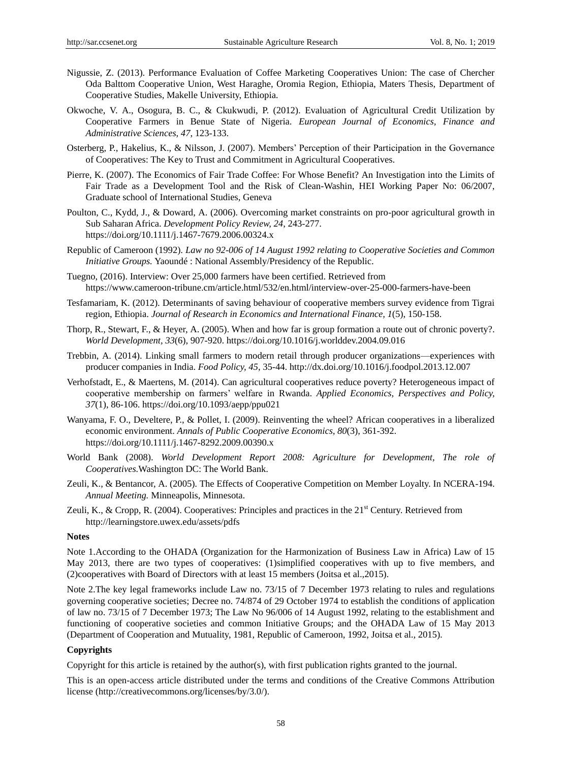Nigussie, Z. (2013). Performance Evaluation of Coffee Marketing Cooperatives Union: The case of Chercher Oda Balttom Cooperative Union, West Haraghe, Oromia Region, Ethiopia, Maters Thesis, Department of Cooperative Studies, Makelle University, Ethiopia.

Okwoche, V. A., Osogura, B. C., & Ckukwudi, P. (2012). Evaluation of Agricultural Credit Utilization by Cooperative Farmers in Benue State of Nigeria. *European Journal of Economics, Finance and Administrative Sciences, 47,* 123-133.

Osterberg, P., Hakelius, K., & Nilsson, J. (2007). Members' Perception of their Participation in the Governance of Cooperatives: The Key to Trust and Commitment in Agricultural Cooperatives.

Pierre, K. (2007). The Economics of Fair Trade Coffee: For Whose Benefit? An Investigation into the Limits of Fair Trade as a Development Tool and the Risk of Clean-Washin, HEI Working Paper No: 06/2007, Graduate school of International Studies, Geneva

Poulton, C., Kydd, J., & Doward, A. (2006). Overcoming market constraints on pro-poor agricultural growth in Sub Saharan Africa. *Development Policy Review, 24,* 243-277. https://doi.org/10.1111/j.1467-7679.2006.00324.x

Republic of Cameroon (1992). *Law no 92-006 of 14 August 1992 relating to Cooperative Societies and Common Initiative Groups.* Yaoundé : National Assembly/Presidency of the Republic.

Tuegno, (2016). Interview: Over 25,000 farmers have been certified. Retrieved from https://www.cameroon-tribune.cm/article.html/532/en.html/interview-over-25-000-farmers-have-been

Tesfamariam, K. (2012). Determinants of saving behaviour of cooperative members survey evidence from Tigrai region, Ethiopia. *Journal of Research in Economics and International Finance, 1*(5), 150-158.

Thorp, R., Stewart, F., & Heyer, A. (2005). When and how far is group formation a route out of chronic poverty?. *World Development, 33*(6), 907-920. https://doi.org/10.1016/j.worlddev.2004.09.016

Trebbin, A. (2014). Linking small farmers to modern retail through producer organizations—experiences with producer companies in India. *Food Policy, 45,* 35-44. http://dx.doi.org/10.1016/j.foodpol.2013.12.007

Verhofstadt, E., & Maertens, M. (2014). Can agricultural cooperatives reduce poverty? Heterogeneous impact of cooperative membership on farmers' welfare in Rwanda. *Applied Economics, Perspectives and Policy, 37*(1), 86-106. https://doi.org/10.1093/aepp/ppu021

Wanyama, F. O., Develtere, P., & Pollet, I. (2009). Reinventing the wheel? African cooperatives in a liberalized economic environment. *Annals of Public Cooperative Economics, 80*(3), 361-392. https://doi.org/10.1111/j.1467-8292.2009.00390.x

World Bank (2008). *World Development Report 2008: Agriculture for Development, The role of Cooperatives.*Washington DC: The World Bank.

Zeuli, K., & Bentancor, A. (2005). The Effects of Cooperative Competition on Member Loyalty. In NCERA-194. *Annual Meeting.* Minneapolis, Minnesota.

Zeuli, K., & Cropp, R. (2004). Cooperatives: Principles and practices in the 21st Century. Retrieved from http://learningstore.uwex.edu/assets/pdfs

## Notes

Note 1.According to the OHADA (Organization for the Harmonization of Business Law in Africa) Law of 15 May 2013, there are two types of cooperatives: (1)simplified cooperatives with up to five members, and (2)cooperatives with Board of Directors with at least 15 members (Joitsa et al.,2015).

Note 2.The key legal frameworks include Law no. 73/15 of 7 December 1973 relating to rules and regulations governing cooperative societies; Decree no. 74/874 of 29 October 1974 to establish the conditions of application of law no. 73/15 of 7 December 1973; The Law No 96/006 of 14 August 1992, relating to the establishment and functioning of cooperative societies and common Initiative Groups; and the OHADA Law of 15 May 2013 (Department of Cooperation and Mutuality, 1981, Republic of Cameroon, 1992, Joitsa et al., 2015).

## Copyrights

Copyright for this article is retained by the author(s), with first publication rights granted to the journal.

This is an open-access article distributed under the terms and conditions of the Creative Commons Attribution license (http://creativecommons.org/licenses/by/3.0/).